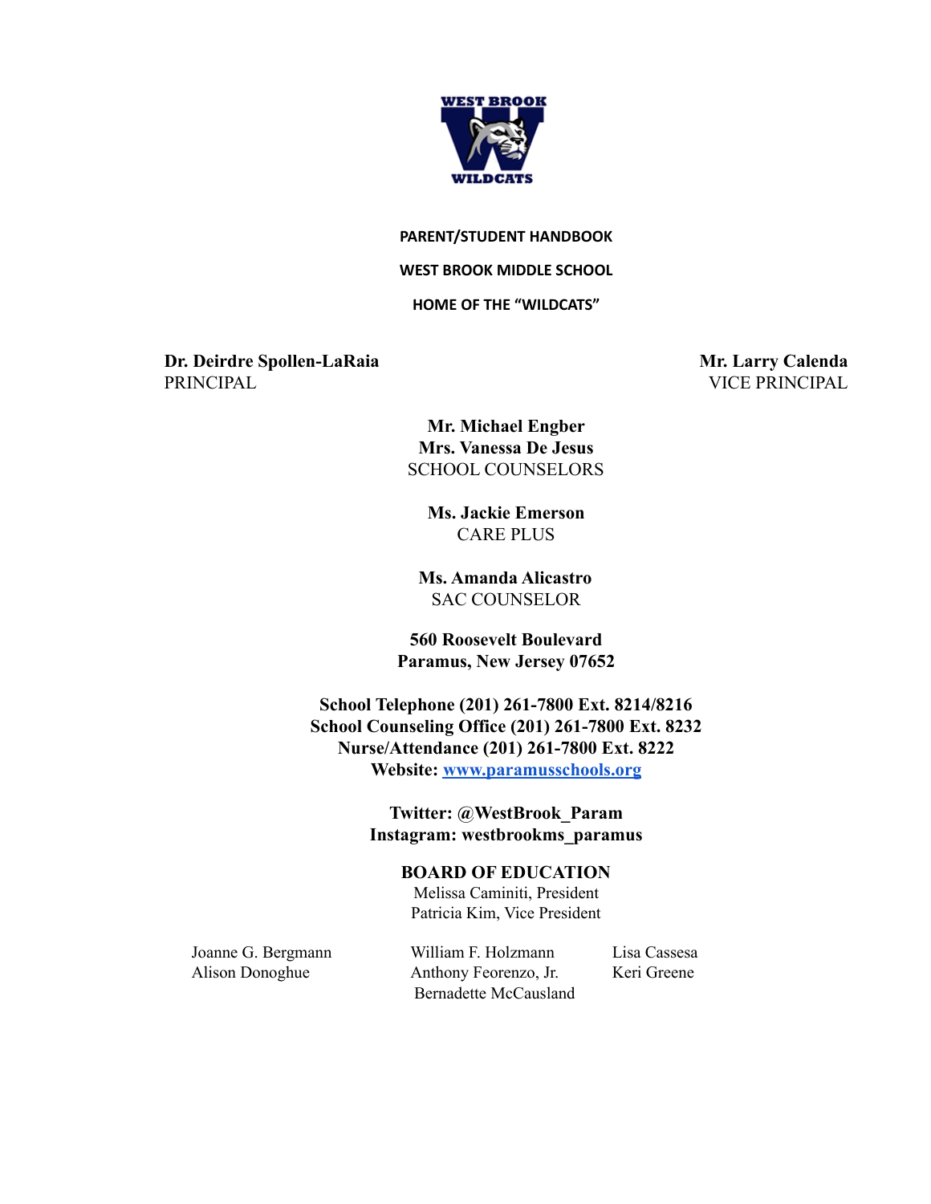# PARENT/STUDENT HANDBOOK

## WEST BROOK MIDDLE SCHOOL

### HOME OF THE "WILDCATS"

**Dr. Deirdre Spollen-LaRaia**
PRINCIPAL

**Mr. Larry Calenda**
VICE PRINCIPAL

**Mr. Michael Engber**
**Mrs. Vanessa De Jesus**
SCHOOL COUNSELORS

**Ms. Jackie Emerson**
CARE PLUS

**Ms. Amanda Alicastro**
SAC COUNSELOR

**560 Roosevelt Boulevard**
**Paramus, New Jersey 07652**

**School Telephone (201) 261-7800 Ext. 8214/8216**
**School Counseling Office (201) 261-7800 Ext. 8232**
**Nurse/Attendance (201) 261-7800 Ext. 8222**
**Website: [www.paramusschools.org](http://www.paramusschools.org)**

**Twitter: @WestBrook_Param**
**Instagram: westbrookms_paramus**

**BOARD OF EDUCATION**

Melissa Caminiti, President
Patricia Kim, Vice President

Joanne G. Bergmann
Alison Donoghue
William F. Holzmann
Anthony Feorenzo, Jr.
Bernadette McCausland
Lisa Cassesa
Keri Greene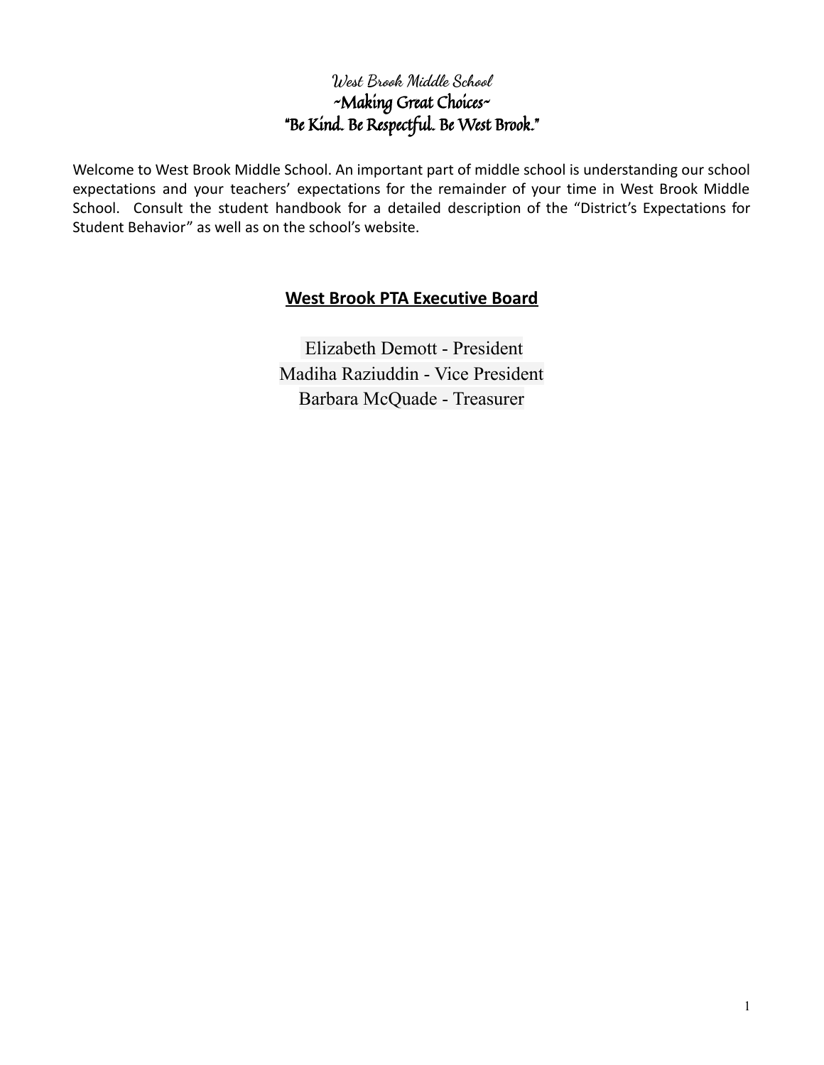# West Brook Middle School

## ~Making Great Choices~

## "Be Kind. Be Respectful. Be West Brook."

Welcome to West Brook Middle School. An important part of middle school is understanding our school expectations and your teachers' expectations for the remainder of your time in West Brook Middle School. Consult the student handbook for a detailed description of the "District's Expectations for Student Behavior" as well as on the school's website.

## West Brook PTA Executive Board

Elizabeth Demott - President
Madiha Raziuddin - Vice President
Barbara McQuade - Treasurer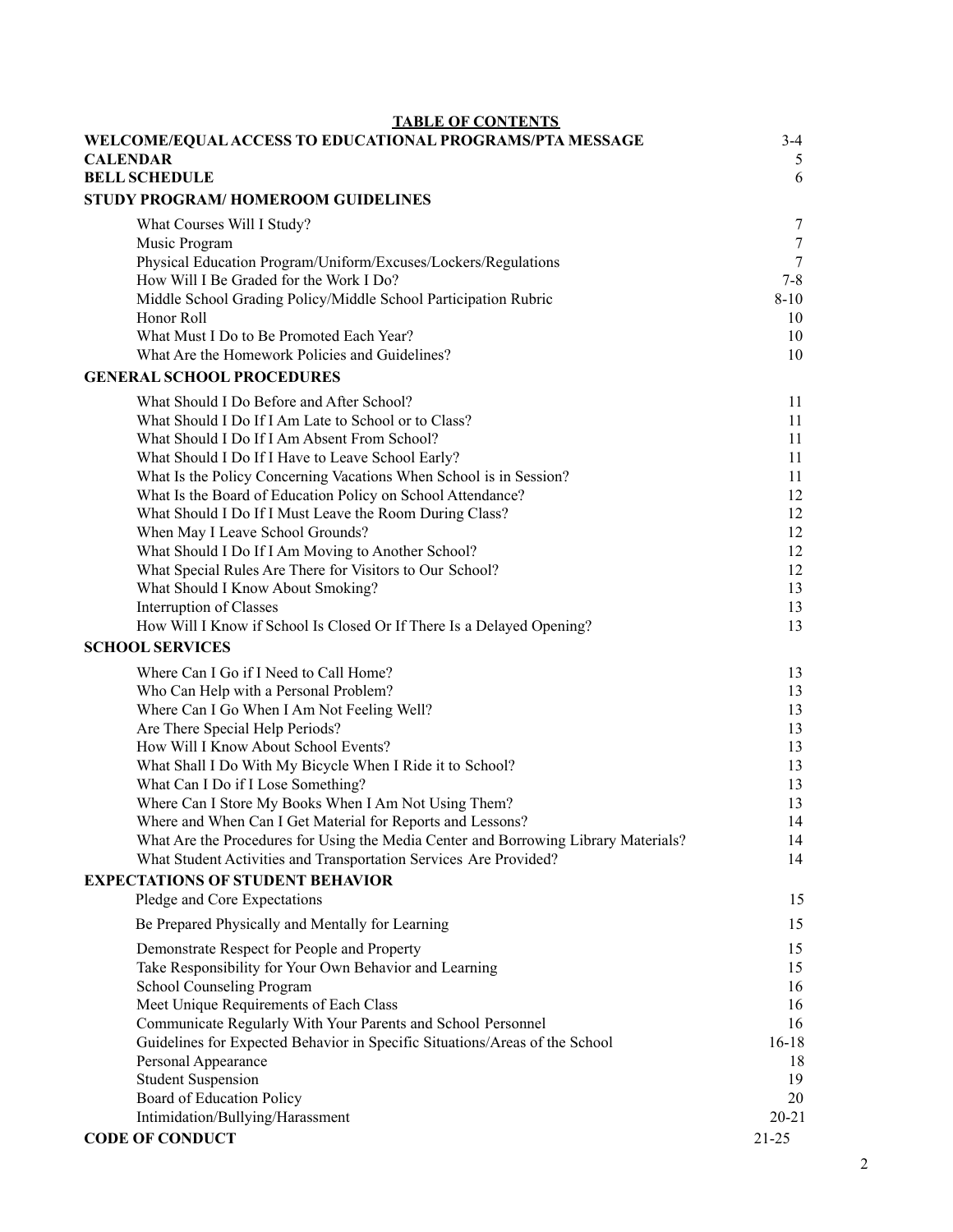## TABLE OF CONTENTS

| | |
|---|---|
| **WELCOME/EQUAL ACCESS TO EDUCATIONAL PROGRAMS/PTA MESSAGE** | 3-4 |
| **CALENDAR** | 5 |
| **BELL SCHEDULE** | 6 |
| **STUDY PROGRAM/ HOMEROOM GUIDELINES** | |
| What Courses Will I Study? | 7 |
| Music Program | 7 |
| Physical Education Program/Uniform/Excuses/Lockers/Regulations | 7 |
| How Will I Be Graded for the Work I Do? | 7-8 |
| Middle School Grading Policy/Middle School Participation Rubric | 8-10 |
| Honor Roll | 10 |
| What Must I Do to Be Promoted Each Year? | 10 |
| What Are the Homework Policies and Guidelines? | 10 |
| **GENERAL SCHOOL PROCEDURES** | |
| What Should I Do Before and After School? | 11 |
| What Should I Do If I Am Late to School or to Class? | 11 |
| What Should I Do If I Am Absent From School? | 11 |
| What Should I Do If I Have to Leave School Early? | 11 |
| What Is the Policy Concerning Vacations When School is in Session? | 11 |
| What Is the Board of Education Policy on School Attendance? | 12 |
| What Should I Do If I Must Leave the Room During Class? | 12 |
| When May I Leave School Grounds? | 12 |
| What Should I Do If I Am Moving to Another School? | 12 |
| What Special Rules Are There for Visitors to Our School? | 12 |
| What Should I Know About Smoking? | 13 |
| Interruption of Classes | 13 |
| How Will I Know if School Is Closed Or If There Is a Delayed Opening? | 13 |
| **SCHOOL SERVICES** | |
| Where Can I Go if I Need to Call Home? | 13 |
| Who Can Help with a Personal Problem? | 13 |
| Where Can I Go When I Am Not Feeling Well? | 13 |
| Are There Special Help Periods? | 13 |
| How Will I Know About School Events? | 13 |
| What Shall I Do With My Bicycle When I Ride it to School? | 13 |
| What Can I Do if I Lose Something? | 13 |
| Where Can I Store My Books When I Am Not Using Them? | 13 |
| Where and When Can I Get Material for Reports and Lessons? | 14 |
| What Are the Procedures for Using the Media Center and Borrowing Library Materials? | 14 |
| What Student Activities and Transportation Services Are Provided? | 14 |
| **EXPECTATIONS OF STUDENT BEHAVIOR** | |
| Pledge and Core Expectations | 15 |
| Be Prepared Physically and Mentally for Learning | 15 |
| Demonstrate Respect for People and Property | 15 |
| Take Responsibility for Your Own Behavior and Learning | 15 |
| School Counseling Program | 16 |
| Meet Unique Requirements of Each Class | 16 |
| Communicate Regularly With Your Parents and School Personnel | 16 |
| Guidelines for Expected Behavior in Specific Situations/Areas of the School | 16-18 |
| Personal Appearance | 18 |
| Student Suspension | 19 |
| Board of Education Policy | 20 |
| Intimidation/Bullying/Harassment | 20-21 |
| **CODE OF CONDUCT** | 21-25 |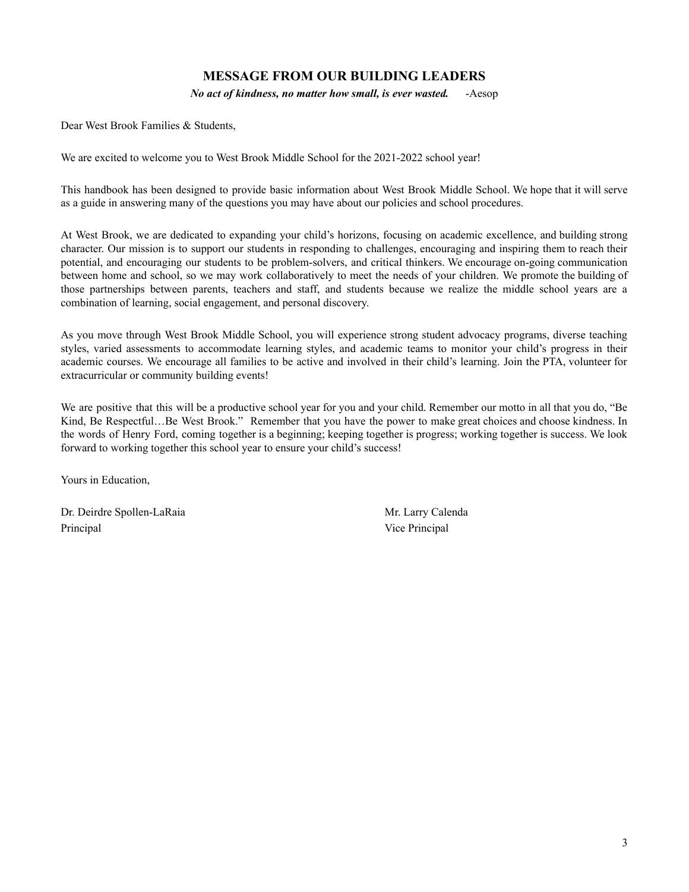## MESSAGE FROM OUR BUILDING LEADERS

***No act of kindness, no matter how small, is ever wasted.*** -Aesop

Dear West Brook Families & Students,

We are excited to welcome you to West Brook Middle School for the 2021-2022 school year!

This handbook has been designed to provide basic information about West Brook Middle School. We hope that it will serve as a guide in answering many of the questions you may have about our policies and school procedures.

At West Brook, we are dedicated to expanding your child's horizons, focusing on academic excellence, and building strong character. Our mission is to support our students in responding to challenges, encouraging and inspiring them to reach their potential, and encouraging our students to be problem-solvers, and critical thinkers. We encourage on-going communication between home and school, so we may work collaboratively to meet the needs of your children. We promote the building of those partnerships between parents, teachers and staff, and students because we realize the middle school years are a combination of learning, social engagement, and personal discovery.

As you move through West Brook Middle School, you will experience strong student advocacy programs, diverse teaching styles, varied assessments to accommodate learning styles, and academic teams to monitor your child's progress in their academic courses. We encourage all families to be active and involved in their child's learning. Join the PTA, volunteer for extracurricular or community building events!

We are positive that this will be a productive school year for you and your child. Remember our motto in all that you do, "Be Kind, Be Respectful…Be West Brook." Remember that you have the power to make great choices and choose kindness. In the words of Henry Ford, coming together is a beginning; keeping together is progress; working together is success. We look forward to working together this school year to ensure your child's success!

Yours in Education,

Dr. Deirdre Spollen-LaRaia
Principal

Mr. Larry Calenda
Vice Principal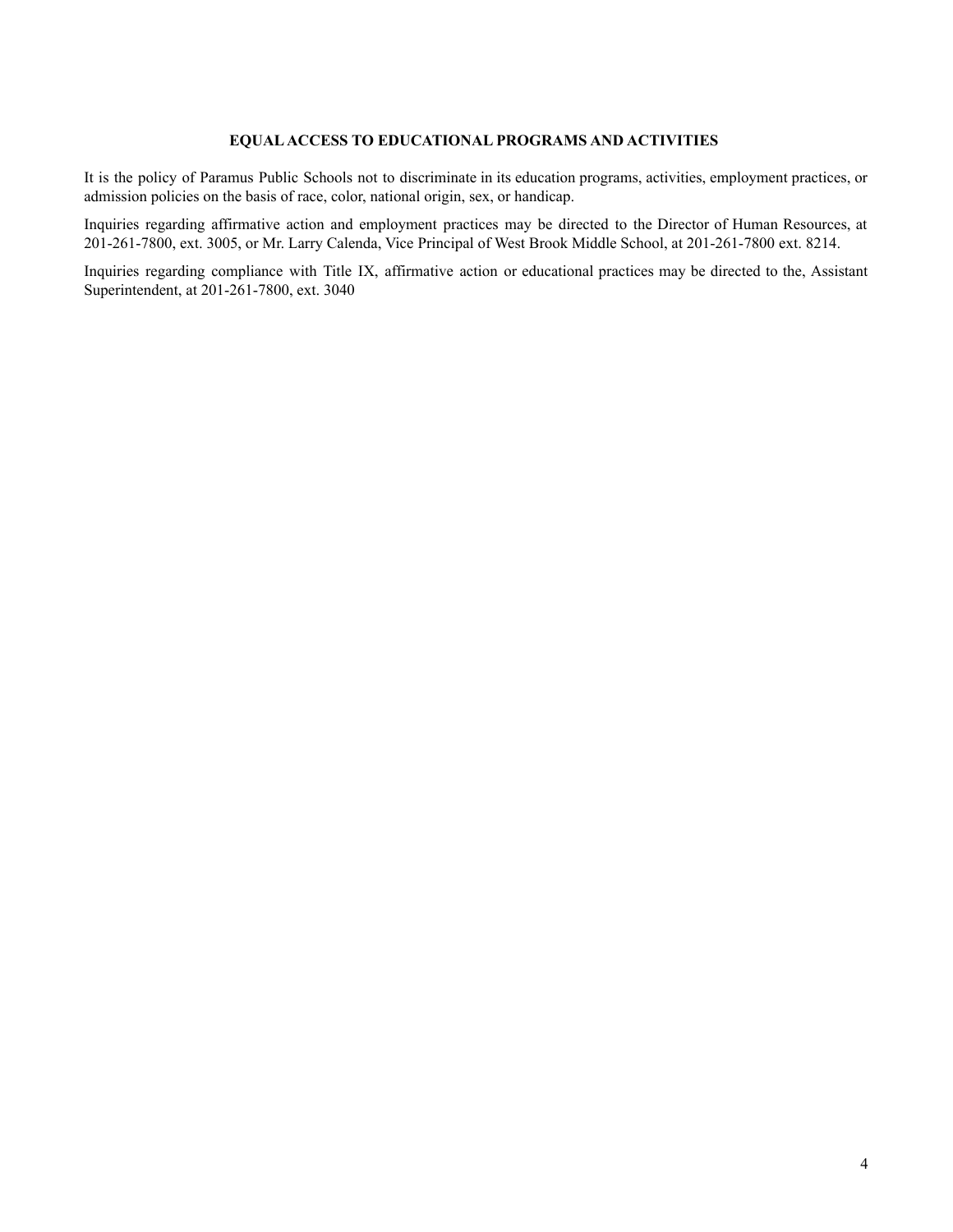## EQUAL ACCESS TO EDUCATIONAL PROGRAMS AND ACTIVITIES

It is the policy of Paramus Public Schools not to discriminate in its education programs, activities, employment practices, or admission policies on the basis of race, color, national origin, sex, or handicap.

Inquiries regarding affirmative action and employment practices may be directed to the Director of Human Resources, at 201-261-7800, ext. 3005, or Mr. Larry Calenda, Vice Principal of West Brook Middle School, at 201-261-7800 ext. 8214.

Inquiries regarding compliance with Title IX, affirmative action or educational practices may be directed to the, Assistant Superintendent, at 201-261-7800, ext. 3040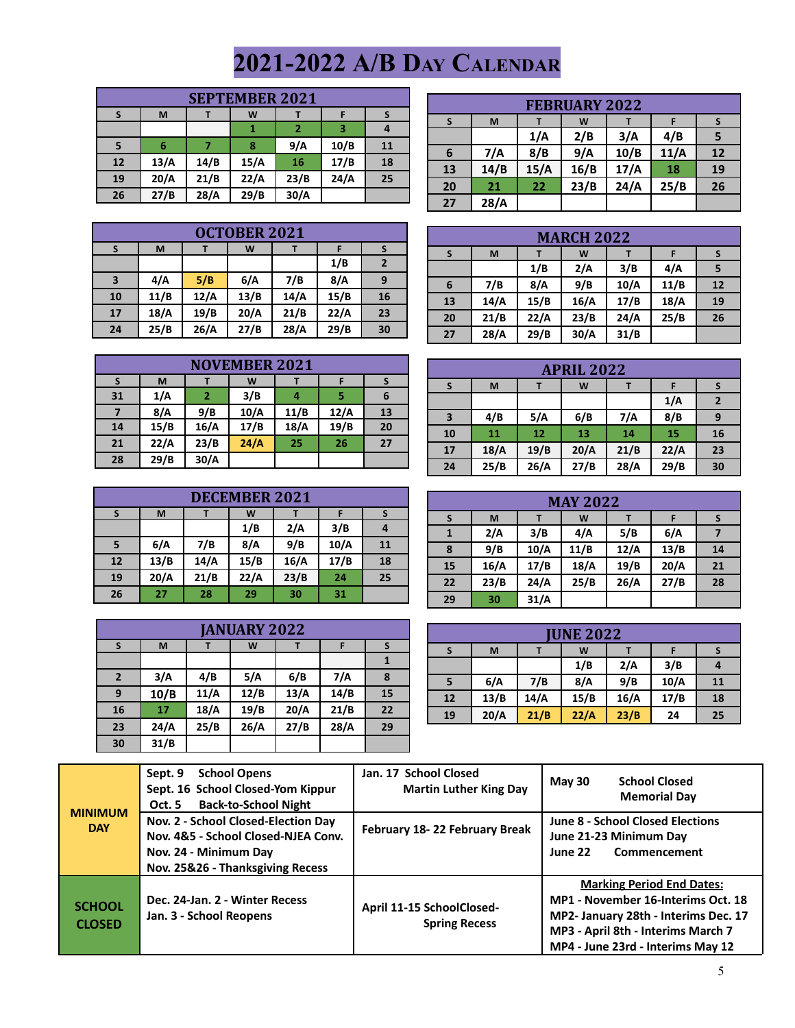# 2021-2022 A/B Day Calendar

## SEPTEMBER 2021

| S | M | T | W | T | F | S |
|---|---|---|---|---|---|---|
| | | | 1 | 2 | 3 | 4 |
| 5 | 6 | 7 | 8 | 9/A | 10/B | 11 |
| 12 | 13/A | 14/B | 15/A | 16 | 17/B | 18 |
| 19 | 20/A | 21/B | 22/A | 23/B | 24/A | 25 |
| 26 | 27/B | 28/A | 29/B | 30/A | | |

## OCTOBER 2021

| S | M | T | W | T | F | S |
|---|---|---|---|---|---|---|
| | | | | | 1/B | 2 |
| 3 | 4/A | 5/B | 6/A | 7/B | 8/A | 9 |
| 10 | 11/B | 12/A | 13/B | 14/A | 15/B | 16 |
| 17 | 18/A | 19/B | 20/A | 21/B | 22/A | 23 |
| 24 | 25/B | 26/A | 27/B | 28/A | 29/B | 30 |

## NOVEMBER 2021

| S | M | T | W | T | F | S |
|---|---|---|---|---|---|---|
| 31 | 1/A | 2 | 3/B | 4 | 5 | 6 |
| 7 | 8/A | 9/B | 10/A | 11/B | 12/A | 13 |
| 14 | 15/B | 16/A | 17/B | 18/A | 19/B | 20 |
| 21 | 22/A | 23/B | 24/A | 25 | 26 | 27 |
| 28 | 29/B | 30/A | | | | |

## DECEMBER 2021

| S | M | T | W | T | F | S |
|---|---|---|---|---|---|---|
| | | | 1/B | 2/A | 3/B | 4 |
| 5 | 6/A | 7/B | 8/A | 9/B | 10/A | 11 |
| 12 | 13/B | 14/A | 15/B | 16/A | 17/B | 18 |
| 19 | 20/A | 21/B | 22/A | 23/B | 24 | 25 |
| 26 | 27 | 28 | 29 | 30 | 31 | |

## JANUARY 2022

| S | M | T | W | T | F | S |
|---|---|---|---|---|---|---|
| | | | | | | 1 |
| 2 | 3/A | 4/B | 5/A | 6/B | 7/A | 8 |
| 9 | 10/B | 11/A | 12/B | 13/A | 14/B | 15 |
| 16 | 17 | 18/A | 19/B | 20/A | 21/B | 22 |
| 23 | 24/A | 25/B | 26/A | 27/B | 28/A | 29 |
| 30 | 31/B | | | | | |

## FEBRUARY 2022

| S | M | T | W | T | F | S |
|---|---|---|---|---|---|---|
| | | 1/A | 2/B | 3/A | 4/B | 5 |
| 6 | 7/A | 8/B | 9/A | 10/B | 11/A | 12 |
| 13 | 14/B | 15/A | 16/B | 17/A | 18 | 19 |
| 20 | 21 | 22 | 23/B | 24/A | 25/B | 26 |
| 27 | 28/A | | | | | |

## MARCH 2022

| S | M | T | W | T | F | S |
|---|---|---|---|---|---|---|
| | | 1/B | 2/A | 3/B | 4/A | 5 |
| 6 | 7/B | 8/A | 9/B | 10/A | 11/B | 12 |
| 13 | 14/A | 15/B | 16/A | 17/B | 18/A | 19 |
| 20 | 21/B | 22/A | 23/B | 24/A | 25/B | 26 |
| 27 | 28/A | 29/B | 30/A | 31/B | | |

## APRIL 2022

| S | M | T | W | T | F | S |
|---|---|---|---|---|---|---|
| | | | | | 1/A | 2 |
| 3 | 4/B | 5/A | 6/B | 7/A | 8/B | 9 |
| 10 | 11 | 12 | 13 | 14 | 15 | 16 |
| 17 | 18/A | 19/B | 20/A | 21/B | 22/A | 23 |
| 24 | 25/B | 26/A | 27/B | 28/A | 29/B | 30 |

## MAY 2022

| S | M | T | W | T | F | S |
|---|---|---|---|---|---|---|
| 1 | 2/A | 3/B | 4/A | 5/B | 6/A | 7 |
| 8 | 9/B | 10/A | 11/B | 12/A | 13/B | 14 |
| 15 | 16/A | 17/B | 18/A | 19/B | 20/A | 21 |
| 22 | 23/B | 24/A | 25/B | 26/A | 27/B | 28 |
| 29 | 30 | 31/A | | | | |

## JUNE 2022

| S | M | T | W | T | F | S |
|---|---|---|---|---|---|---|
| | | | 1/B | 2/A | 3/B | 4 |
| 5 | 6/A | 7/B | 8/A | 9/B | 10/A | 11 |
| 12 | 13/B | 14/A | 15/B | 16/A | 17/B | 18 |
| 19 | 20/A | 21/B | 22/A | 23/B | 24 | 25 |

| | | | |
|---|---|---|---|
| **MINIMUM DAY** | Sept. 9 School Opens<br>Sept. 16 School Closed-Yom Kippur<br>Oct. 5 Back-to-School Night | Jan. 17 School Closed<br>Martin Luther King Day | May 30 School Closed<br>Memorial Day |
| | Nov. 2 - School Closed-Election Day<br>Nov. 4&5 - School Closed-NJEA Conv.<br>Nov. 24 - Minimum Day<br>Nov. 25&26 - Thanksgiving Recess | February 18- 22 February Break | June 8 - School Closed Elections<br>June 21-23 Minimum Day<br>June 22 Commencement |
| **SCHOOL CLOSED** | Dec. 24-Jan. 2 - Winter Recess<br>Jan. 3 - School Reopens | April 11-15 SchoolClosed-<br>Spring Recess | **Marking Period End Dates:**<br>MP1 - November 16-Interims Oct. 18<br>MP2- January 28th - Interims Dec. 17<br>MP3 - April 8th - Interims March 7<br>MP4 - June 23rd - Interims May 12 |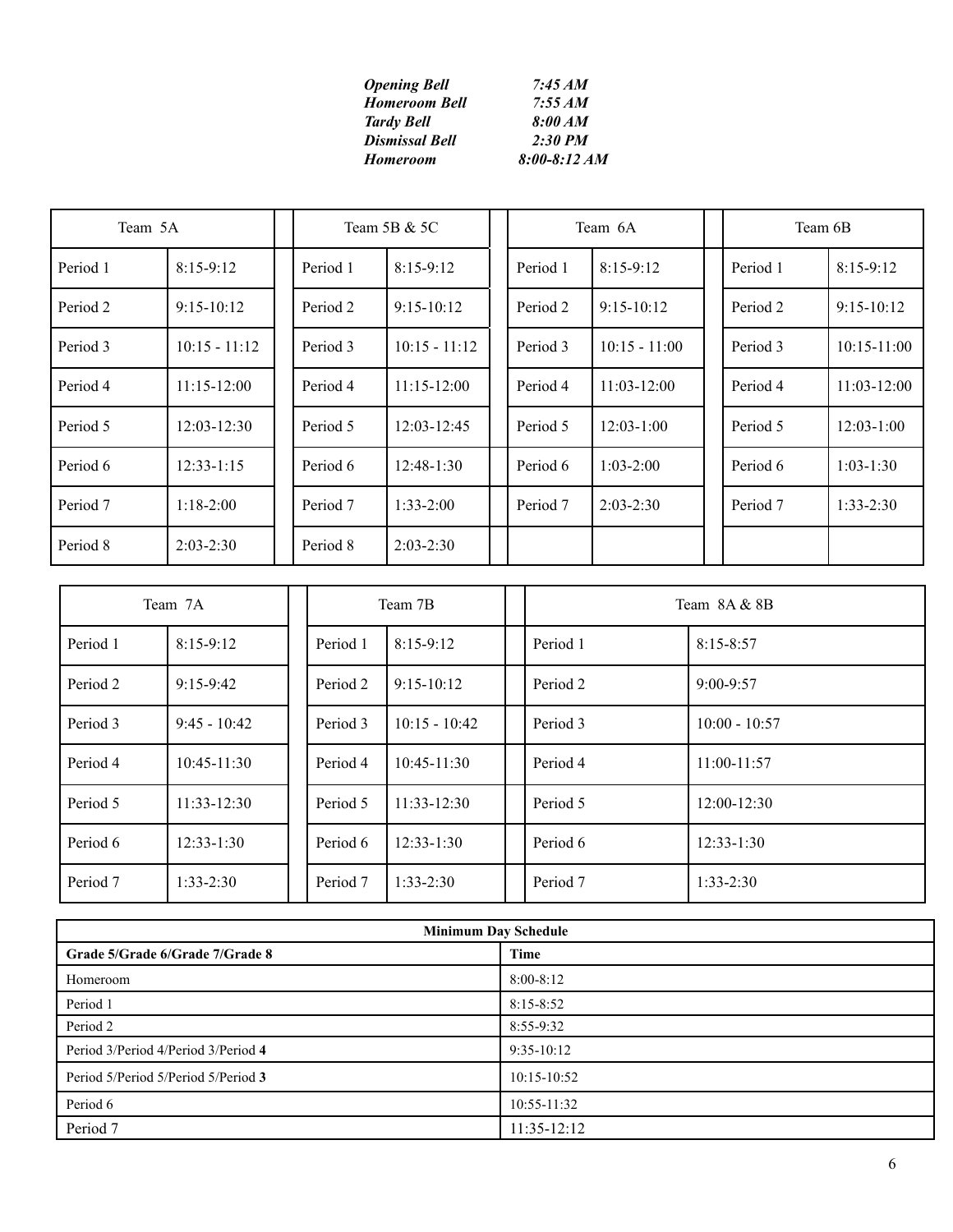***Opening Bell*** *7:45 AM*
***Homeroom Bell*** *7:55 AM*
***Tardy Bell*** *8:00 AM*
***Dismissal Bell*** *2:30 PM*
***Homeroom*** *8:00-8:12 AM*

| Team 5A | |
|---|---|
| Period 1 | 8:15-9:12 |
| Period 2 | 9:15-10:12 |
| Period 3 | 10:15 - 11:12 |
| Period 4 | 11:15-12:00 |
| Period 5 | 12:03-12:30 |
| Period 6 | 12:33-1:15 |
| Period 7 | 1:18-2:00 |
| Period 8 | 2:03-2:30 |

| Team 5B & 5C | |
|---|---|
| Period 1 | 8:15-9:12 |
| Period 2 | 9:15-10:12 |
| Period 3 | 10:15 - 11:12 |
| Period 4 | 11:15-12:00 |
| Period 5 | 12:03-12:45 |
| Period 6 | 12:48-1:30 |
| Period 7 | 1:33-2:00 |
| Period 8 | 2:03-2:30 |

| Team 6A | |
|---|---|
| Period 1 | 8:15-9:12 |
| Period 2 | 9:15-10:12 |
| Period 3 | 10:15 - 11:00 |
| Period 4 | 11:03-12:00 |
| Period 5 | 12:03-1:00 |
| Period 6 | 1:03-2:00 |
| Period 7 | 2:03-2:30 |

| Team 6B | |
|---|---|
| Period 1 | 8:15-9:12 |
| Period 2 | 9:15-10:12 |
| Period 3 | 10:15-11:00 |
| Period 4 | 11:03-12:00 |
| Period 5 | 12:03-1:00 |
| Period 6 | 1:03-1:30 |
| Period 7 | 1:33-2:30 |

| Team 7A | |
|---|---|
| Period 1 | 8:15-9:12 |
| Period 2 | 9:15-9:42 |
| Period 3 | 9:45 - 10:42 |
| Period 4 | 10:45-11:30 |
| Period 5 | 11:33-12:30 |
| Period 6 | 12:33-1:30 |
| Period 7 | 1:33-2:30 |

| Team 7B | |
|---|---|
| Period 1 | 8:15-9:12 |
| Period 2 | 9:15-10:12 |
| Period 3 | 10:15 - 10:42 |
| Period 4 | 10:45-11:30 |
| Period 5 | 11:33-12:30 |
| Period 6 | 12:33-1:30 |
| Period 7 | 1:33-2:30 |

| Team 8A & 8B | |
|---|---|
| Period 1 | 8:15-8:57 |
| Period 2 | 9:00-9:57 |
| Period 3 | 10:00 - 10:57 |
| Period 4 | 11:00-11:57 |
| Period 5 | 12:00-12:30 |
| Period 6 | 12:33-1:30 |
| Period 7 | 1:33-2:30 |

| **Minimum Day Schedule** | |
|---|---|
| **Grade 5/Grade 6/Grade 7/Grade 8** | **Time** |
| Homeroom | 8:00-8:12 |
| Period 1 | 8:15-8:52 |
| Period 2 | 8:55-9:32 |
| Period 3/Period 4/Period 3/Period **4** | 9:35-10:12 |
| Period 5/Period 5/Period 5/Period **3** | 10:15-10:52 |
| Period 6 | 10:55-11:32 |
| Period 7 | 11:35-12:12 |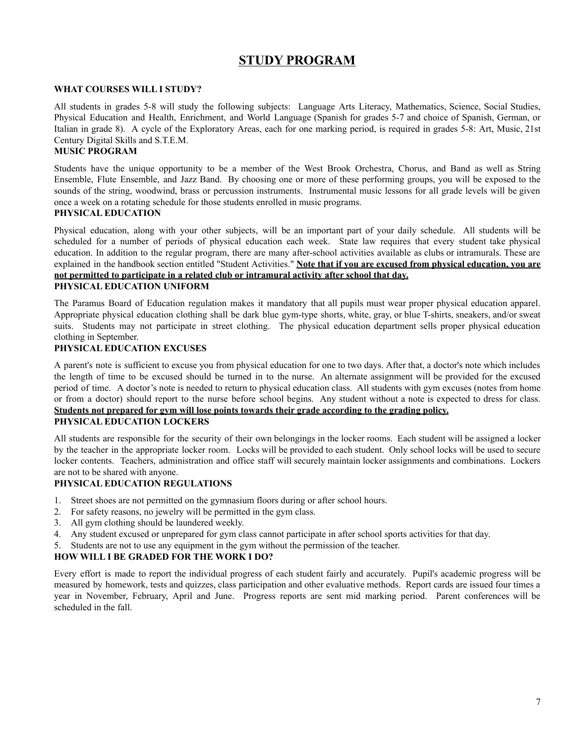# STUDY PROGRAM

### WHAT COURSES WILL I STUDY?

All students in grades 5-8 will study the following subjects: Language Arts Literacy, Mathematics, Science, Social Studies, Physical Education and Health, Enrichment, and World Language (Spanish for grades 5-7 and choice of Spanish, German, or Italian in grade 8). A cycle of the Exploratory Areas, each for one marking period, is required in grades 5-8: Art, Music, 21st Century Digital Skills and S.T.E.M.

### MUSIC PROGRAM

Students have the unique opportunity to be a member of the West Brook Orchestra, Chorus, and Band as well as String Ensemble, Flute Ensemble, and Jazz Band. By choosing one or more of these performing groups, you will be exposed to the sounds of the string, woodwind, brass or percussion instruments. Instrumental music lessons for all grade levels will be given once a week on a rotating schedule for those students enrolled in music programs.

### PHYSICAL EDUCATION

Physical education, along with your other subjects, will be an important part of your daily schedule. All students will be scheduled for a number of periods of physical education each week. State law requires that every student take physical education. In addition to the regular program, there are many after-school activities available as clubs or intramurals. These are explained in the handbook section entitled "Student Activities." **Note that if you are excused from physical education, you are not permitted to participate in a related club or intramural activity after school that day.**

### PHYSICAL EDUCATION UNIFORM

The Paramus Board of Education regulation makes it mandatory that all pupils must wear proper physical education apparel. Appropriate physical education clothing shall be dark blue gym-type shorts, white, gray, or blue T-shirts, sneakers, and/or sweat suits. Students may not participate in street clothing. The physical education department sells proper physical education clothing in September.

### PHYSICAL EDUCATION EXCUSES

A parent's note is sufficient to excuse you from physical education for one to two days. After that, a doctor's note which includes the length of time to be excused should be turned in to the nurse. An alternate assignment will be provided for the excused period of time. A doctor's note is needed to return to physical education class. All students with gym excuses (notes from home or from a doctor) should report to the nurse before school begins. Any student without a note is expected to dress for class. **Students not prepared for gym will lose points towards their grade according to the grading policy.**

### PHYSICAL EDUCATION LOCKERS

All students are responsible for the security of their own belongings in the locker rooms. Each student will be assigned a locker by the teacher in the appropriate locker room. Locks will be provided to each student. Only school locks will be used to secure locker contents. Teachers, administration and office staff will securely maintain locker assignments and combinations. Lockers are not to be shared with anyone.

### PHYSICAL EDUCATION REGULATIONS

1. Street shoes are not permitted on the gymnasium floors during or after school hours.
2. For safety reasons, no jewelry will be permitted in the gym class.
3. All gym clothing should be laundered weekly.
4. Any student excused or unprepared for gym class cannot participate in after school sports activities for that day.
5. Students are not to use any equipment in the gym without the permission of the teacher.

### HOW WILL I BE GRADED FOR THE WORK I DO?

Every effort is made to report the individual progress of each student fairly and accurately. Pupil's academic progress will be measured by homework, tests and quizzes, class participation and other evaluative methods. Report cards are issued four times a year in November, February, April and June. Progress reports are sent mid marking period. Parent conferences will be scheduled in the fall.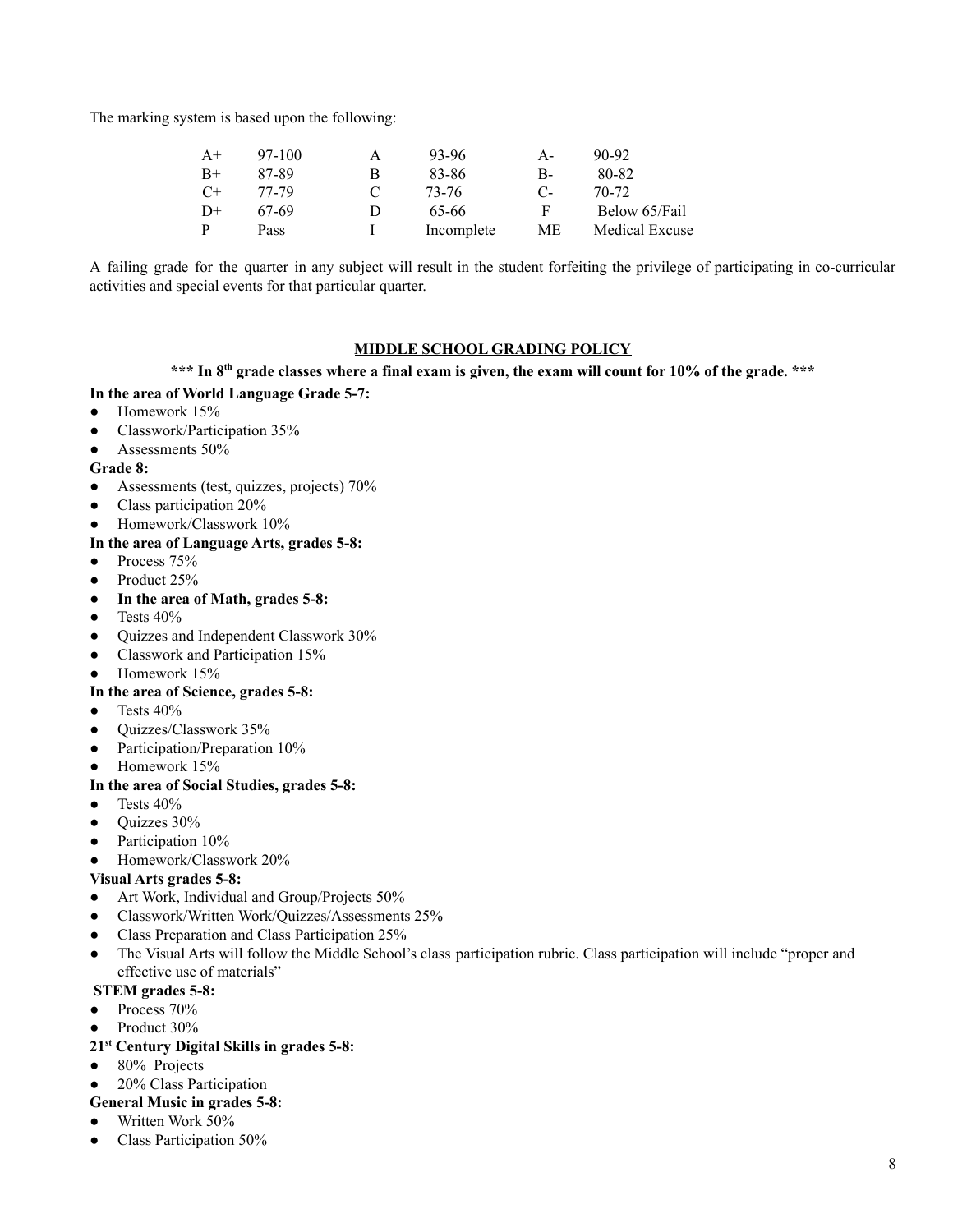The marking system is based upon the following:

| | | | | | | | |
|---|---|---|---|---|---|---|---|
| A+ | 97-100 | A | 93-96 | A- | 90-92 |
| B+ | 87-89 | B | 83-86 | B- | 80-82 |
| C+ | 77-79 | C | 73-76 | C- | 70-72 |
| D+ | 67-69 | D | 65-66 | F | Below 65/Fail |
| P | Pass | I | Incomplete | ME | Medical Excuse |

A failing grade for the quarter in any subject will result in the student forfeiting the privilege of participating in co-curricular activities and special events for that particular quarter.

## MIDDLE SCHOOL GRADING POLICY

**\*\*\* In 8th grade classes where a final exam is given, the exam will count for 10% of the grade. \*\*\***

**In the area of World Language Grade 5-7:**

- Homework 15%
- Classwork/Participation 35%
- Assessments 50%

**Grade 8:**

- Assessments (test, quizzes, projects) 70%
- Class participation 20%
- Homework/Classwork 10%

**In the area of Language Arts, grades 5-8:**

- Process 75%
- Product 25%
- **In the area of Math, grades 5-8:**
- Tests 40%
- Quizzes and Independent Classwork 30%
- Classwork and Participation 15%
- Homework 15%

**In the area of Science, grades 5-8:**

- Tests 40%
- Quizzes/Classwork 35%
- Participation/Preparation 10%
- Homework 15%

**In the area of Social Studies, grades 5-8:**

- Tests 40%
- Quizzes 30%
- Participation 10%
- Homework/Classwork 20%

**Visual Arts grades 5-8:**

- Art Work, Individual and Group/Projects 50%
- Classwork/Written Work/Quizzes/Assessments 25%
- Class Preparation and Class Participation 25%
- The Visual Arts will follow the Middle School's class participation rubric. Class participation will include "proper and effective use of materials"

**STEM grades 5-8:**

- Process 70%
- Product 30%

**21st Century Digital Skills in grades 5-8:**

- 80% Projects
- 20% Class Participation

**General Music in grades 5-8:**

- Written Work 50%
- Class Participation 50%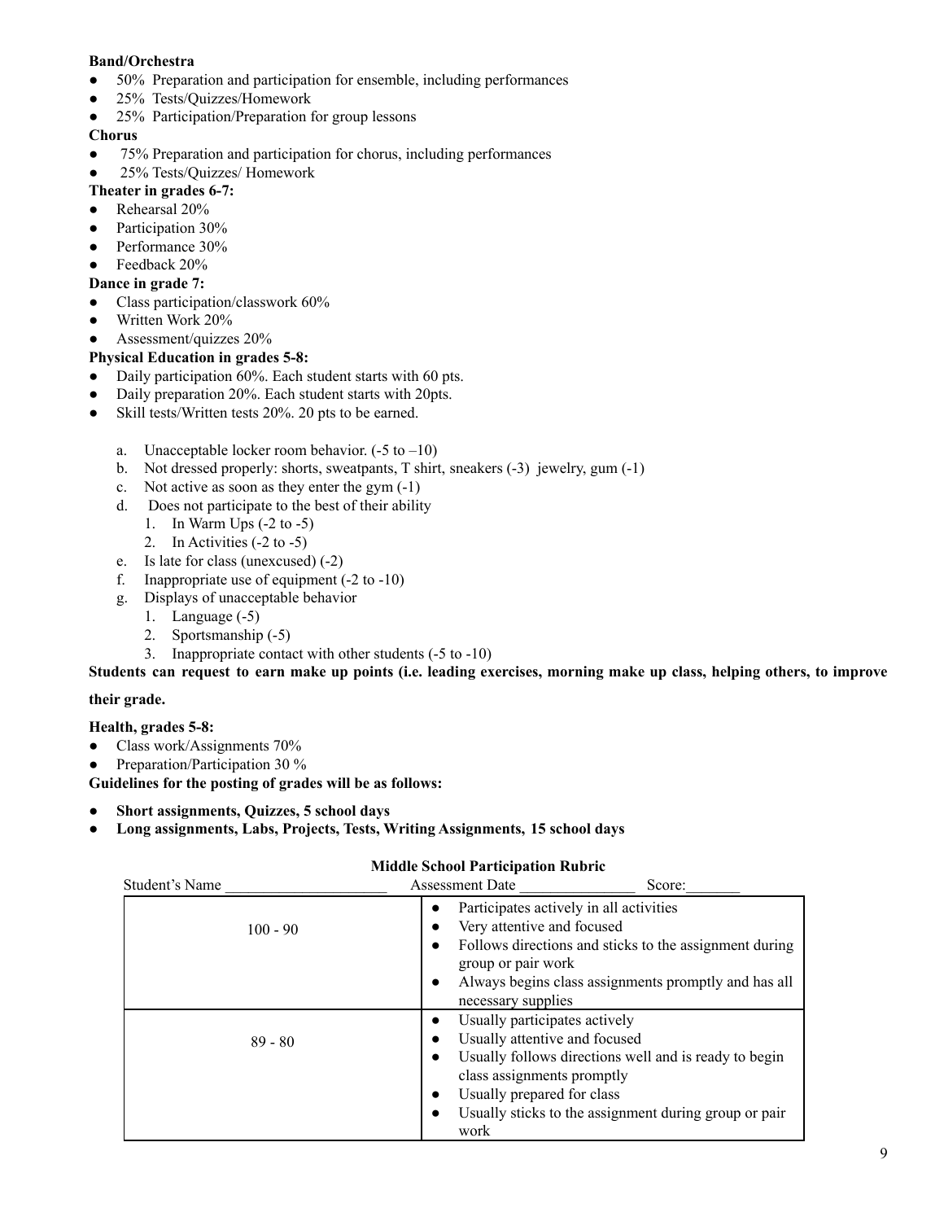**Band/Orchestra**

- 50% Preparation and participation for ensemble, including performances
- 25% Tests/Quizzes/Homework
- 25% Participation/Preparation for group lessons

**Chorus**

- 75% Preparation and participation for chorus, including performances
- 25% Tests/Quizzes/ Homework

**Theater in grades 6-7:**

- Rehearsal 20%
- Participation 30%
- Performance 30%
- Feedback 20%

**Dance in grade 7:**

- Class participation/classwork 60%
- Written Work 20%
- Assessment/quizzes 20%

**Physical Education in grades 5-8:**

- Daily participation 60%. Each student starts with 60 pts.
- Daily preparation 20%. Each student starts with 20pts.
- Skill tests/Written tests 20%. 20 pts to be earned.

a. Unacceptable locker room behavior. (-5 to –10)
b. Not dressed properly: shorts, sweatpants, T shirt, sneakers (-3) jewelry, gum (-1)
c. Not active as soon as they enter the gym (-1)
d. Does not participate to the best of their ability
   1. In Warm Ups (-2 to -5)
   2. In Activities (-2 to -5)
e. Is late for class (unexcused) (-2)
f. Inappropriate use of equipment (-2 to -10)
g. Displays of unacceptable behavior
   1. Language (-5)
   2. Sportsmanship (-5)
   3. Inappropriate contact with other students (-5 to -10)

**Students can request to earn make up points (i.e. leading exercises, morning make up class, helping others, to improve their grade.**

**Health, grades 5-8:**

- Class work/Assignments 70%
- Preparation/Participation 30 %

**Guidelines for the posting of grades will be as follows:**

- **Short assignments, Quizzes, 5 school days**
- **Long assignments, Labs, Projects, Tests, Writing Assignments, 15 school days**

**Middle School Participation Rubric**

Student's Name ____________________ Assessment Date ______________ Score:_______

| | |
|---|---|
| 100 - 90 | • Participates actively in all activities<br>• Very attentive and focused<br>• Follows directions and sticks to the assignment during group or pair work<br>• Always begins class assignments promptly and has all necessary supplies |
| 89 - 80 | • Usually participates actively<br>• Usually attentive and focused<br>• Usually follows directions well and is ready to begin class assignments promptly<br>• Usually prepared for class<br>• Usually sticks to the assignment during group or pair work |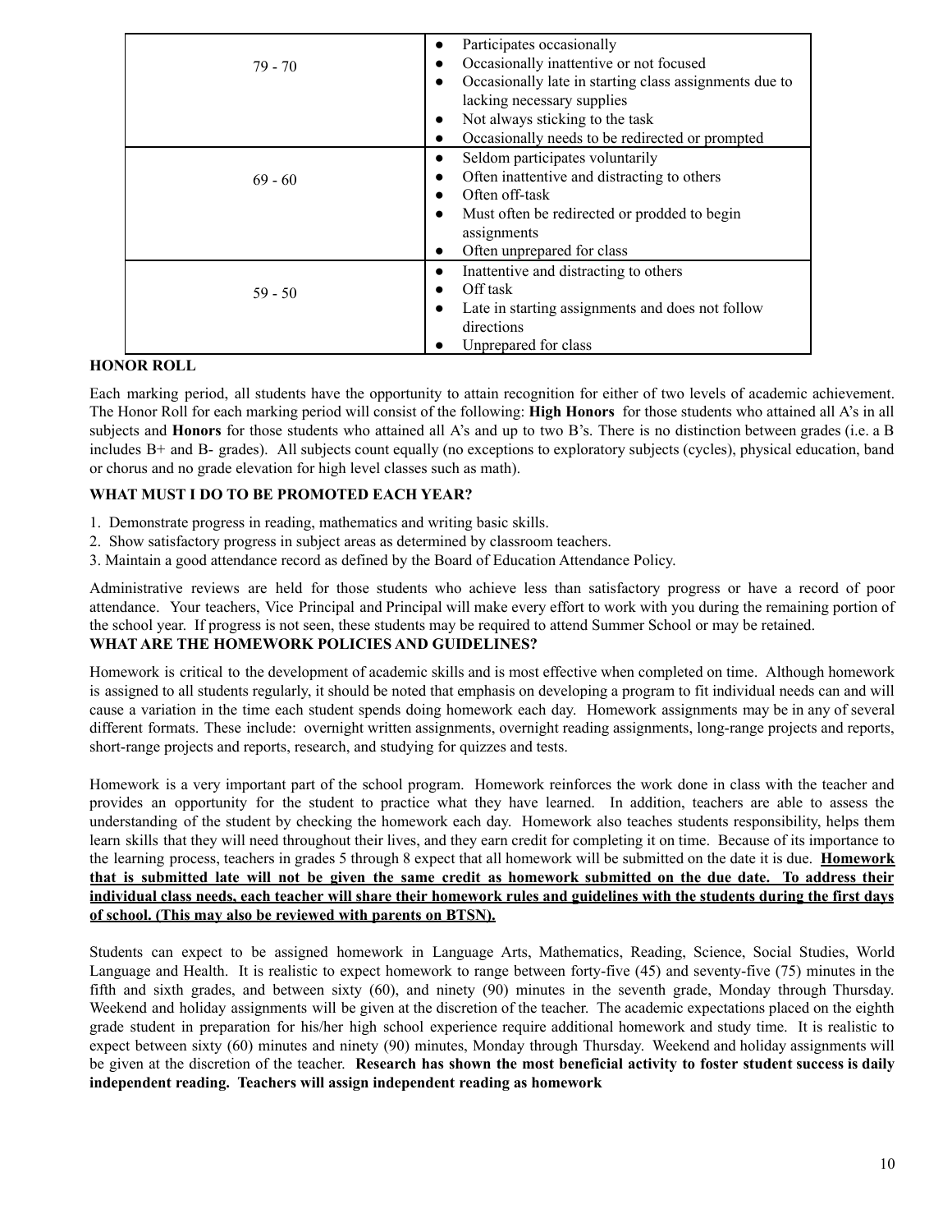| | |
|---|---|
| 79 - 70 | • Participates occasionally<br>• Occasionally inattentive or not focused<br>• Occasionally late in starting class assignments due to lacking necessary supplies<br>• Not always sticking to the task<br>• Occasionally needs to be redirected or prompted |
| 69 - 60 | • Seldom participates voluntarily<br>• Often inattentive and distracting to others<br>• Often off-task<br>• Must often be redirected or prodded to begin assignments<br>• Often unprepared for class |
| 59 - 50 | • Inattentive and distracting to others<br>• Off task<br>• Late in starting assignments and does not follow directions<br>• Unprepared for class |

**HONOR ROLL**

Each marking period, all students have the opportunity to attain recognition for either of two levels of academic achievement. The Honor Roll for each marking period will consist of the following: **High Honors** for those students who attained all A's in all subjects and **Honors** for those students who attained all A's and up to two B's. There is no distinction between grades (i.e. a B includes B+ and B- grades). All subjects count equally (no exceptions to exploratory subjects (cycles), physical education, band or chorus and no grade elevation for high level classes such as math).

**WHAT MUST I DO TO BE PROMOTED EACH YEAR?**

1. Demonstrate progress in reading, mathematics and writing basic skills.
2. Show satisfactory progress in subject areas as determined by classroom teachers.
3. Maintain a good attendance record as defined by the Board of Education Attendance Policy.

Administrative reviews are held for those students who achieve less than satisfactory progress or have a record of poor attendance. Your teachers, Vice Principal and Principal will make every effort to work with you during the remaining portion of the school year. If progress is not seen, these students may be required to attend Summer School or may be retained.

**WHAT ARE THE HOMEWORK POLICIES AND GUIDELINES?**

Homework is critical to the development of academic skills and is most effective when completed on time. Although homework is assigned to all students regularly, it should be noted that emphasis on developing a program to fit individual needs can and will cause a variation in the time each student spends doing homework each day. Homework assignments may be in any of several different formats. These include: overnight written assignments, overnight reading assignments, long-range projects and reports, short-range projects and reports, research, and studying for quizzes and tests.

Homework is a very important part of the school program. Homework reinforces the work done in class with the teacher and provides an opportunity for the student to practice what they have learned. In addition, teachers are able to assess the understanding of the student by checking the homework each day. Homework also teaches students responsibility, helps them learn skills that they will need throughout their lives, and they earn credit for completing it on time. Because of its importance to the learning process, teachers in grades 5 through 8 expect that all homework will be submitted on the date it is due. **Homework that is submitted late will not be given the same credit as homework submitted on the due date. To address their individual class needs, each teacher will share their homework rules and guidelines with the students during the first days of school. (This may also be reviewed with parents on BTSN).**

Students can expect to be assigned homework in Language Arts, Mathematics, Reading, Science, Social Studies, World Language and Health. It is realistic to expect homework to range between forty-five (45) and seventy-five (75) minutes in the fifth and sixth grades, and between sixty (60), and ninety (90) minutes in the seventh grade, Monday through Thursday. Weekend and holiday assignments will be given at the discretion of the teacher. The academic expectations placed on the eighth grade student in preparation for his/her high school experience require additional homework and study time. It is realistic to expect between sixty (60) minutes and ninety (90) minutes, Monday through Thursday. Weekend and holiday assignments will be given at the discretion of the teacher. **Research has shown the most beneficial activity to foster student success is daily independent reading. Teachers will assign independent reading as homework**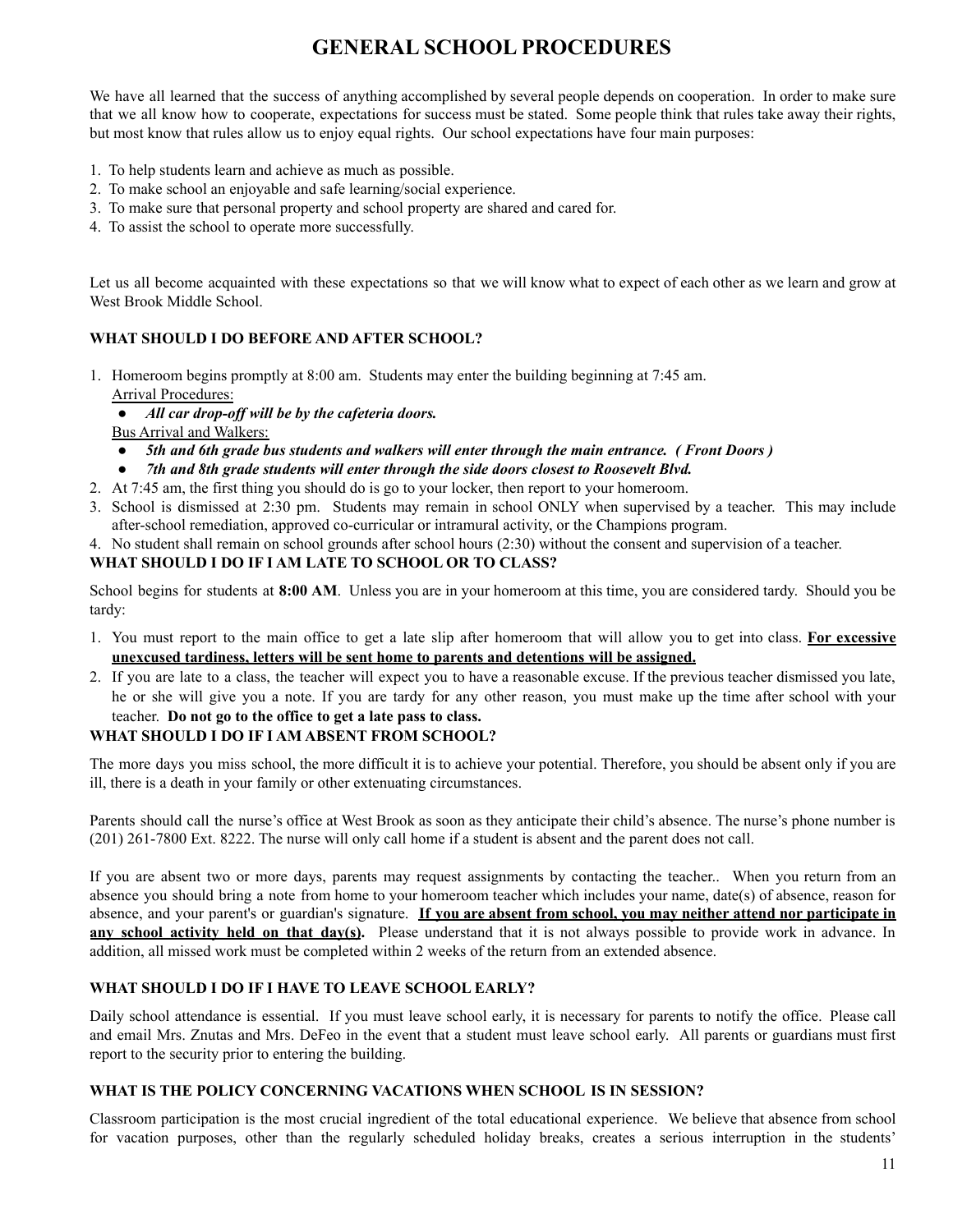# GENERAL SCHOOL PROCEDURES

We have all learned that the success of anything accomplished by several people depends on cooperation. In order to make sure that we all know how to cooperate, expectations for success must be stated. Some people think that rules take away their rights, but most know that rules allow us to enjoy equal rights. Our school expectations have four main purposes:

1. To help students learn and achieve as much as possible.
2. To make school an enjoyable and safe learning/social experience.
3. To make sure that personal property and school property are shared and cared for.
4. To assist the school to operate more successfully.

Let us all become acquainted with these expectations so that we will know what to expect of each other as we learn and grow at West Brook Middle School.

### WHAT SHOULD I DO BEFORE AND AFTER SCHOOL?

1. Homeroom begins promptly at 8:00 am. Students may enter the building beginning at 7:45 am.
   <u>Arrival Procedures:</u>
   - ***All car drop-off will be by the cafeteria doors.***

   <u>Bus Arrival and Walkers:</u>
   - ***5th and 6th grade bus students and walkers will enter through the main entrance. ( Front Doors )***
   - ***7th and 8th grade students will enter through the side doors closest to Roosevelt Blvd.***
2. At 7:45 am, the first thing you should do is go to your locker, then report to your homeroom.
3. School is dismissed at 2:30 pm. Students may remain in school ONLY when supervised by a teacher. This may include after-school remediation, approved co-curricular or intramural activity, or the Champions program.
4. No student shall remain on school grounds after school hours (2:30) without the consent and supervision of a teacher.

### WHAT SHOULD I DO IF I AM LATE TO SCHOOL OR TO CLASS?

School begins for students at **8:00 AM**. Unless you are in your homeroom at this time, you are considered tardy. Should you be tardy:

1. You must report to the main office to get a late slip after homeroom that will allow you to get into class. <u>**For excessive unexcused tardiness, letters will be sent home to parents and detentions will be assigned.**</u>
2. If you are late to a class, the teacher will expect you to have a reasonable excuse. If the previous teacher dismissed you late, he or she will give you a note. If you are tardy for any other reason, you must make up the time after school with your teacher. **Do not go to the office to get a late pass to class.**

### WHAT SHOULD I DO IF I AM ABSENT FROM SCHOOL?

The more days you miss school, the more difficult it is to achieve your potential. Therefore, you should be absent only if you are ill, there is a death in your family or other extenuating circumstances.

Parents should call the nurse's office at West Brook as soon as they anticipate their child's absence. The nurse's phone number is (201) 261-7800 Ext. 8222. The nurse will only call home if a student is absent and the parent does not call.

If you are absent two or more days, parents may request assignments by contacting the teacher.. When you return from an absence you should bring a note from home to your homeroom teacher which includes your name, date(s) of absence, reason for absence, and your parent's or guardian's signature. <u>**If you are absent from school, you may neither attend nor participate in any school activity held on that day(s).**</u> Please understand that it is not always possible to provide work in advance. In addition, all missed work must be completed within 2 weeks of the return from an extended absence.

### WHAT SHOULD I DO IF I HAVE TO LEAVE SCHOOL EARLY?

Daily school attendance is essential. If you must leave school early, it is necessary for parents to notify the office. Please call and email Mrs. Znutas and Mrs. DeFeo in the event that a student must leave school early. All parents or guardians must first report to the security prior to entering the building.

### WHAT IS THE POLICY CONCERNING VACATIONS WHEN SCHOOL IS IN SESSION?

Classroom participation is the most crucial ingredient of the total educational experience. We believe that absence from school for vacation purposes, other than the regularly scheduled holiday breaks, creates a serious interruption in the students'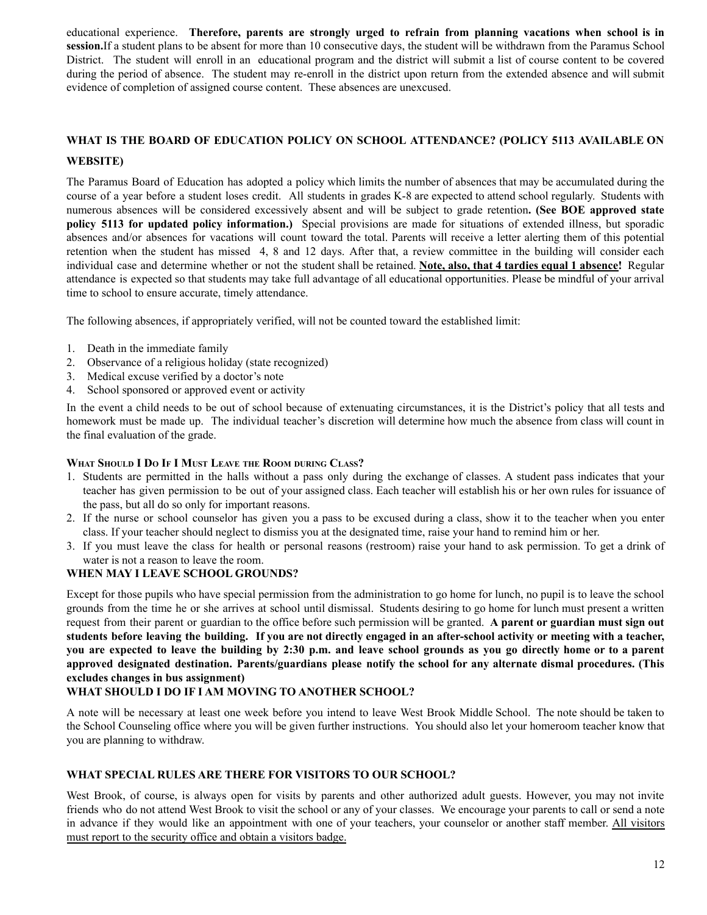educational experience. **Therefore, parents are strongly urged to refrain from planning vacations when school is in session.**If a student plans to be absent for more than 10 consecutive days, the student will be withdrawn from the Paramus School District. The student will enroll in an educational program and the district will submit a list of course content to be covered during the period of absence. The student may re-enroll in the district upon return from the extended absence and will submit evidence of completion of assigned course content. These absences are unexcused.

## WHAT IS THE BOARD OF EDUCATION POLICY ON SCHOOL ATTENDANCE? (POLICY 5113 AVAILABLE ON WEBSITE)

The Paramus Board of Education has adopted a policy which limits the number of absences that may be accumulated during the course of a year before a student loses credit. All students in grades K-8 are expected to attend school regularly. Students with numerous absences will be considered excessively absent and will be subject to grade retention**. (See BOE approved state policy 5113 for updated policy information.)** Special provisions are made for situations of extended illness, but sporadic absences and/or absences for vacations will count toward the total. Parents will receive a letter alerting them of this potential retention when the student has missed 4, 8 and 12 days. After that, a review committee in the building will consider each individual case and determine whether or not the student shall be retained. <u>**Note, also, that 4 tardies equal 1 absence**</u>**!** Regular attendance is expected so that students may take full advantage of all educational opportunities. Please be mindful of your arrival time to school to ensure accurate, timely attendance.

The following absences, if appropriately verified, will not be counted toward the established limit:

1. Death in the immediate family
2. Observance of a religious holiday (state recognized)
3. Medical excuse verified by a doctor's note
4. School sponsored or approved event or activity

In the event a child needs to be out of school because of extenuating circumstances, it is the District's policy that all tests and homework must be made up. The individual teacher's discretion will determine how much the absence from class will count in the final evaluation of the grade.

### What Should I Do If I Must Leave the Room during Class?

1. Students are permitted in the halls without a pass only during the exchange of classes. A student pass indicates that your teacher has given permission to be out of your assigned class. Each teacher will establish his or her own rules for issuance of the pass, but all do so only for important reasons.
2. If the nurse or school counselor has given you a pass to be excused during a class, show it to the teacher when you enter class. If your teacher should neglect to dismiss you at the designated time, raise your hand to remind him or her.
3. If you must leave the class for health or personal reasons (restroom) raise your hand to ask permission. To get a drink of water is not a reason to leave the room.

## WHEN MAY I LEAVE SCHOOL GROUNDS?

Except for those pupils who have special permission from the administration to go home for lunch, no pupil is to leave the school grounds from the time he or she arrives at school until dismissal. Students desiring to go home for lunch must present a written request from their parent or guardian to the office before such permission will be granted. **A parent or guardian must sign out students before leaving the building. If you are not directly engaged in an after-school activity or meeting with a teacher, you are expected to leave the building by 2:30 p.m. and leave school grounds as you go directly home or to a parent approved designated destination. Parents/guardians please notify the school for any alternate dismal procedures. (This excludes changes in bus assignment)**

## WHAT SHOULD I DO IF I AM MOVING TO ANOTHER SCHOOL?

A note will be necessary at least one week before you intend to leave West Brook Middle School. The note should be taken to the School Counseling office where you will be given further instructions. You should also let your homeroom teacher know that you are planning to withdraw.

## WHAT SPECIAL RULES ARE THERE FOR VISITORS TO OUR SCHOOL?

West Brook, of course, is always open for visits by parents and other authorized adult guests. However, you may not invite friends who do not attend West Brook to visit the school or any of your classes. We encourage your parents to call or send a note in advance if they would like an appointment with one of your teachers, your counselor or another staff member. <u>All visitors must report to the security office and obtain a visitors badge.</u>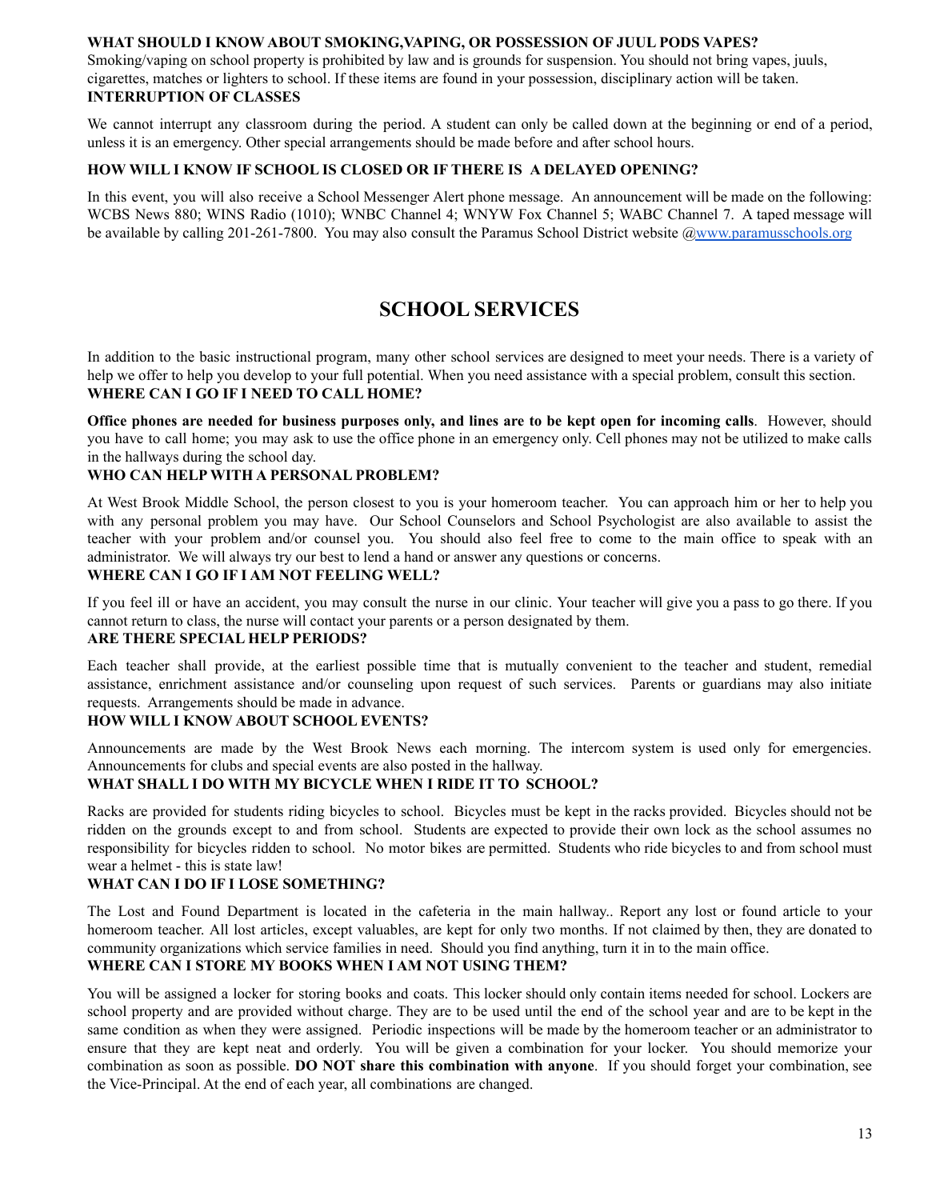**WHAT SHOULD I KNOW ABOUT SMOKING,VAPING, OR POSSESSION OF JUUL PODS VAPES?**

Smoking/vaping on school property is prohibited by law and is grounds for suspension. You should not bring vapes, juuls, cigarettes, matches or lighters to school. If these items are found in your possession, disciplinary action will be taken.

**INTERRUPTION OF CLASSES**

We cannot interrupt any classroom during the period. A student can only be called down at the beginning or end of a period, unless it is an emergency. Other special arrangements should be made before and after school hours.

**HOW WILL I KNOW IF SCHOOL IS CLOSED OR IF THERE IS A DELAYED OPENING?**

In this event, you will also receive a School Messenger Alert phone message. An announcement will be made on the following: WCBS News 880; WINS Radio (1010); WNBC Channel 4; WNYW Fox Channel 5; WABC Channel 7. A taped message will be available by calling 201-261-7800. You may also consult the Paramus School District website @www.paramusschools.org

# SCHOOL SERVICES

In addition to the basic instructional program, many other school services are designed to meet your needs. There is a variety of help we offer to help you develop to your full potential. When you need assistance with a special problem, consult this section.

**WHERE CAN I GO IF I NEED TO CALL HOME?**

**Office phones are needed for business purposes only, and lines are to be kept open for incoming calls**. However, should you have to call home; you may ask to use the office phone in an emergency only. Cell phones may not be utilized to make calls in the hallways during the school day.

**WHO CAN HELP WITH A PERSONAL PROBLEM?**

At West Brook Middle School, the person closest to you is your homeroom teacher. You can approach him or her to help you with any personal problem you may have. Our School Counselors and School Psychologist are also available to assist the teacher with your problem and/or counsel you. You should also feel free to come to the main office to speak with an administrator. We will always try our best to lend a hand or answer any questions or concerns.

**WHERE CAN I GO IF I AM NOT FEELING WELL?**

If you feel ill or have an accident, you may consult the nurse in our clinic. Your teacher will give you a pass to go there. If you cannot return to class, the nurse will contact your parents or a person designated by them.

**ARE THERE SPECIAL HELP PERIODS?**

Each teacher shall provide, at the earliest possible time that is mutually convenient to the teacher and student, remedial assistance, enrichment assistance and/or counseling upon request of such services. Parents or guardians may also initiate requests. Arrangements should be made in advance.

**HOW WILL I KNOW ABOUT SCHOOL EVENTS?**

Announcements are made by the West Brook News each morning. The intercom system is used only for emergencies. Announcements for clubs and special events are also posted in the hallway.

**WHAT SHALL I DO WITH MY BICYCLE WHEN I RIDE IT TO SCHOOL?**

Racks are provided for students riding bicycles to school. Bicycles must be kept in the racks provided. Bicycles should not be ridden on the grounds except to and from school. Students are expected to provide their own lock as the school assumes no responsibility for bicycles ridden to school. No motor bikes are permitted. Students who ride bicycles to and from school must wear a helmet - this is state law!

**WHAT CAN I DO IF I LOSE SOMETHING?**

The Lost and Found Department is located in the cafeteria in the main hallway.. Report any lost or found article to your homeroom teacher. All lost articles, except valuables, are kept for only two months. If not claimed by then, they are donated to community organizations which service families in need. Should you find anything, turn it in to the main office.

**WHERE CAN I STORE MY BOOKS WHEN I AM NOT USING THEM?**

You will be assigned a locker for storing books and coats. This locker should only contain items needed for school. Lockers are school property and are provided without charge. They are to be used until the end of the school year and are to be kept in the same condition as when they were assigned. Periodic inspections will be made by the homeroom teacher or an administrator to ensure that they are kept neat and orderly. You will be given a combination for your locker. You should memorize your combination as soon as possible. **DO NOT share this combination with anyone**. If you should forget your combination, see the Vice-Principal. At the end of each year, all combinations are changed.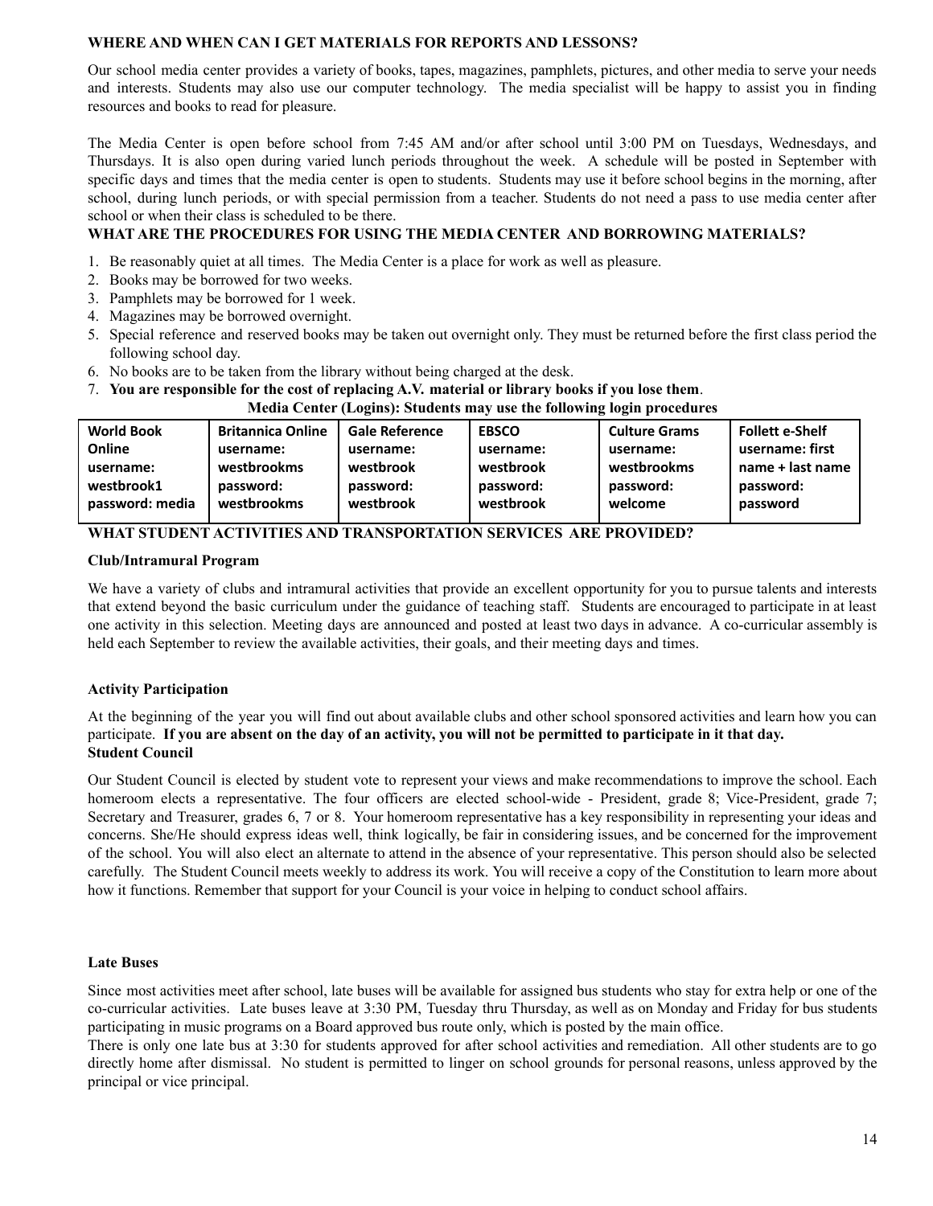**WHERE AND WHEN CAN I GET MATERIALS FOR REPORTS AND LESSONS?**

Our school media center provides a variety of books, tapes, magazines, pamphlets, pictures, and other media to serve your needs and interests. Students may also use our computer technology. The media specialist will be happy to assist you in finding resources and books to read for pleasure.

The Media Center is open before school from 7:45 AM and/or after school until 3:00 PM on Tuesdays, Wednesdays, and Thursdays. It is also open during varied lunch periods throughout the week. A schedule will be posted in September with specific days and times that the media center is open to students. Students may use it before school begins in the morning, after school, during lunch periods, or with special permission from a teacher. Students do not need a pass to use media center after school or when their class is scheduled to be there.

**WHAT ARE THE PROCEDURES FOR USING THE MEDIA CENTER AND BORROWING MATERIALS?**

1. Be reasonably quiet at all times. The Media Center is a place for work as well as pleasure.
2. Books may be borrowed for two weeks.
3. Pamphlets may be borrowed for 1 week.
4. Magazines may be borrowed overnight.
5. Special reference and reserved books may be taken out overnight only. They must be returned before the first class period the following school day.
6. No books are to be taken from the library without being charged at the desk.
7. **You are responsible for the cost of replacing A.V. material or library books if you lose them**.

**Media Center (Logins): Students may use the following login procedures**

| World Book Online username: westbrook1 password: media | Britannica Online username: westbrookms password: westbrookms | Gale Reference username: westbrook password: westbrook | EBSCO username: westbrook password: westbrook | Culture Grams username: westbrookms password: welcome | Follett e-Shelf username: first name + last name password: password |
|---|---|---|---|---|---|

**WHAT STUDENT ACTIVITIES AND TRANSPORTATION SERVICES ARE PROVIDED?**

**Club/Intramural Program**

We have a variety of clubs and intramural activities that provide an excellent opportunity for you to pursue talents and interests that extend beyond the basic curriculum under the guidance of teaching staff. Students are encouraged to participate in at least one activity in this selection. Meeting days are announced and posted at least two days in advance. A co-curricular assembly is held each September to review the available activities, their goals, and their meeting days and times.

**Activity Participation**

At the beginning of the year you will find out about available clubs and other school sponsored activities and learn how you can participate. **If you are absent on the day of an activity, you will not be permitted to participate in it that day.**

**Student Council**

Our Student Council is elected by student vote to represent your views and make recommendations to improve the school. Each homeroom elects a representative. The four officers are elected school-wide - President, grade 8; Vice-President, grade 7; Secretary and Treasurer, grades 6, 7 or 8. Your homeroom representative has a key responsibility in representing your ideas and concerns. She/He should express ideas well, think logically, be fair in considering issues, and be concerned for the improvement of the school. You will also elect an alternate to attend in the absence of your representative. This person should also be selected carefully. The Student Council meets weekly to address its work. You will receive a copy of the Constitution to learn more about how it functions. Remember that support for your Council is your voice in helping to conduct school affairs.

**Late Buses**

Since most activities meet after school, late buses will be available for assigned bus students who stay for extra help or one of the co-curricular activities. Late buses leave at 3:30 PM, Tuesday thru Thursday, as well as on Monday and Friday for bus students participating in music programs on a Board approved bus route only, which is posted by the main office.

There is only one late bus at 3:30 for students approved for after school activities and remediation. All other students are to go directly home after dismissal. No student is permitted to linger on school grounds for personal reasons, unless approved by the principal or vice principal.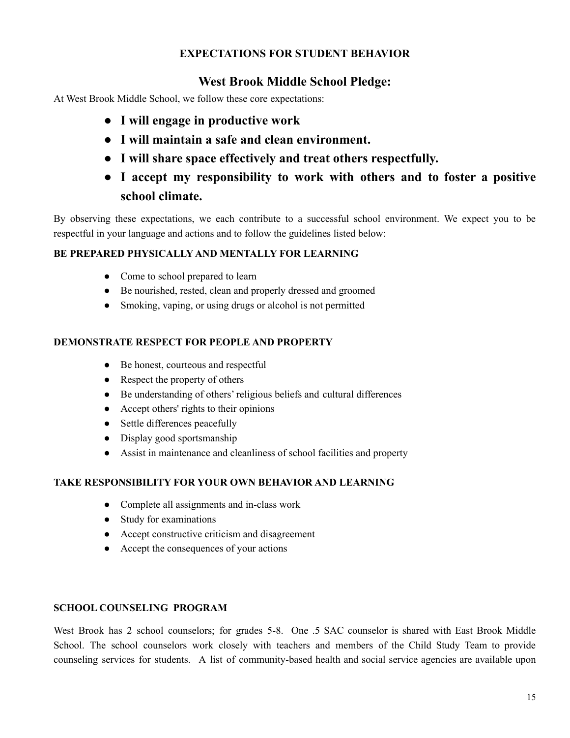## EXPECTATIONS FOR STUDENT BEHAVIOR

### West Brook Middle School Pledge:

At West Brook Middle School, we follow these core expectations:

- **I will engage in productive work**
- **I will maintain a safe and clean environment.**
- **I will share space effectively and treat others respectfully.**
- **I accept my responsibility to work with others and to foster a positive school climate.**

By observing these expectations, we each contribute to a successful school environment. We expect you to be respectful in your language and actions and to follow the guidelines listed below:

**BE PREPARED PHYSICALLY AND MENTALLY FOR LEARNING**

- Come to school prepared to learn
- Be nourished, rested, clean and properly dressed and groomed
- Smoking, vaping, or using drugs or alcohol is not permitted

**DEMONSTRATE RESPECT FOR PEOPLE AND PROPERTY**

- Be honest, courteous and respectful
- Respect the property of others
- Be understanding of others' religious beliefs and cultural differences
- Accept others' rights to their opinions
- Settle differences peacefully
- Display good sportsmanship
- Assist in maintenance and cleanliness of school facilities and property

**TAKE RESPONSIBILITY FOR YOUR OWN BEHAVIOR AND LEARNING**

- Complete all assignments and in-class work
- Study for examinations
- Accept constructive criticism and disagreement
- Accept the consequences of your actions

**SCHOOL COUNSELING PROGRAM**

West Brook has 2 school counselors; for grades 5-8. One .5 SAC counselor is shared with East Brook Middle School. The school counselors work closely with teachers and members of the Child Study Team to provide counseling services for students. A list of community-based health and social service agencies are available upon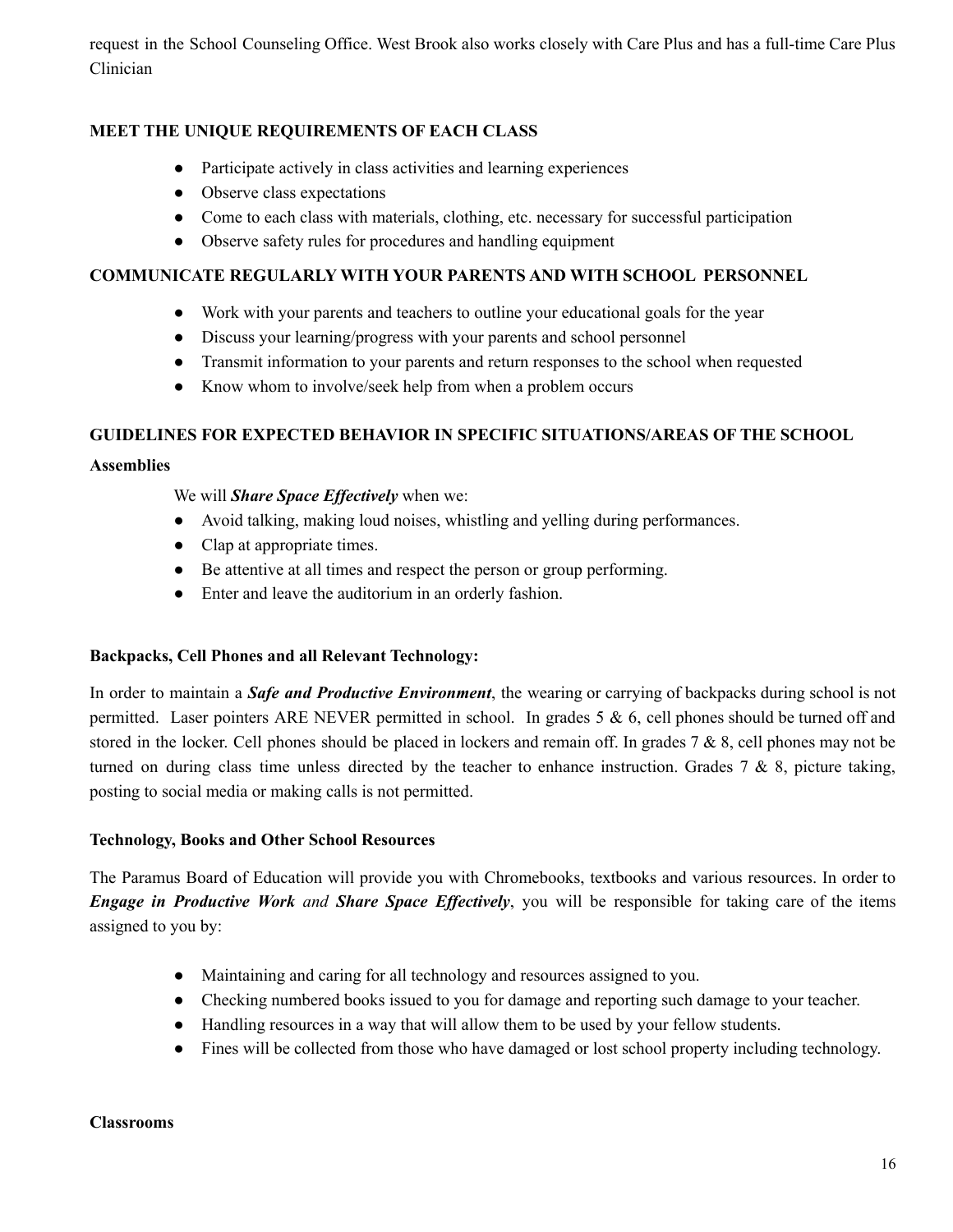request in the School Counseling Office. West Brook also works closely with Care Plus and has a full-time Care Plus Clinician

**MEET THE UNIQUE REQUIREMENTS OF EACH CLASS**

- Participate actively in class activities and learning experiences
- Observe class expectations
- Come to each class with materials, clothing, etc. necessary for successful participation
- Observe safety rules for procedures and handling equipment

**COMMUNICATE REGULARLY WITH YOUR PARENTS AND WITH SCHOOL PERSONNEL**

- Work with your parents and teachers to outline your educational goals for the year
- Discuss your learning/progress with your parents and school personnel
- Transmit information to your parents and return responses to the school when requested
- Know whom to involve/seek help from when a problem occurs

**GUIDELINES FOR EXPECTED BEHAVIOR IN SPECIFIC SITUATIONS/AREAS OF THE SCHOOL**

**Assemblies**

We will ***Share Space Effectively*** when we:

- Avoid talking, making loud noises, whistling and yelling during performances.
- Clap at appropriate times.
- Be attentive at all times and respect the person or group performing.
- Enter and leave the auditorium in an orderly fashion.

**Backpacks, Cell Phones and all Relevant Technology:**

In order to maintain a ***Safe and Productive Environment***, the wearing or carrying of backpacks during school is not permitted. Laser pointers ARE NEVER permitted in school. In grades 5 & 6, cell phones should be turned off and stored in the locker. Cell phones should be placed in lockers and remain off. In grades 7 & 8, cell phones may not be turned on during class time unless directed by the teacher to enhance instruction. Grades 7 & 8, picture taking, posting to social media or making calls is not permitted.

**Technology, Books and Other School Resources**

The Paramus Board of Education will provide you with Chromebooks, textbooks and various resources. In order to ***Engage in Productive Work*** *and* ***Share Space Effectively***, you will be responsible for taking care of the items assigned to you by:

- Maintaining and caring for all technology and resources assigned to you.
- Checking numbered books issued to you for damage and reporting such damage to your teacher.
- Handling resources in a way that will allow them to be used by your fellow students.
- Fines will be collected from those who have damaged or lost school property including technology.

**Classrooms**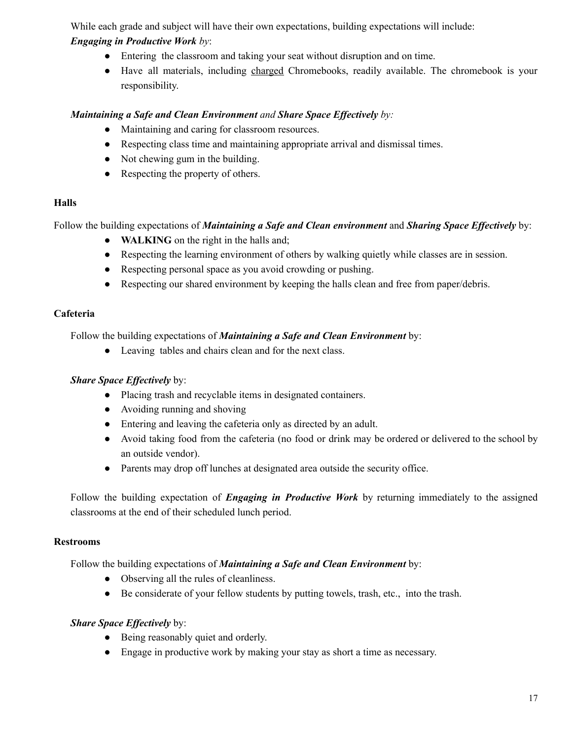While each grade and subject will have their own expectations, building expectations will include:

***Engaging in Productive Work*** *by*:

- Entering  the classroom and taking your seat without disruption and on time.
- Have all materials, including <u>charged</u> Chromebooks, readily available. The chromebook is your responsibility.

***Maintaining a Safe and Clean Environment*** *and* ***Share Space Effectively*** *by:*

- Maintaining and caring for classroom resources.
- Respecting class time and maintaining appropriate arrival and dismissal times.
- Not chewing gum in the building.
- Respecting the property of others.

**Halls**

Follow the building expectations of ***Maintaining a Safe and Clean environment*** and ***Sharing Space Effectively*** by:

- **WALKING** on the right in the halls and;
- Respecting the learning environment of others by walking quietly while classes are in session.
- Respecting personal space as you avoid crowding or pushing.
- Respecting our shared environment by keeping the halls clean and free from paper/debris.

**Cafeteria**

Follow the building expectations of ***Maintaining a Safe and Clean Environment*** by:

- Leaving  tables and chairs clean and for the next class.

***Share Space Effectively*** by:

- Placing trash and recyclable items in designated containers.
- Avoiding running and shoving
- Entering and leaving the cafeteria only as directed by an adult.
- Avoid taking food from the cafeteria (no food or drink may be ordered or delivered to the school by an outside vendor).
- Parents may drop off lunches at designated area outside the security office.

Follow the building expectation of ***Engaging in Productive Work*** by returning immediately to the assigned classrooms at the end of their scheduled lunch period.

**Restrooms**

Follow the building expectations of ***Maintaining a Safe and Clean Environment*** by:

- Observing all the rules of cleanliness.
- Be considerate of your fellow students by putting towels, trash, etc.,  into the trash.

***Share Space Effectively*** by:

- Being reasonably quiet and orderly.
- Engage in productive work by making your stay as short a time as necessary.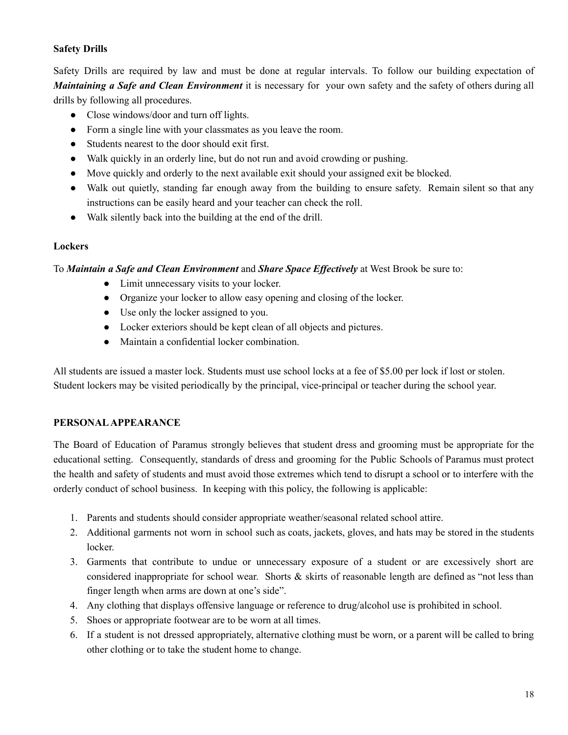**Safety Drills**

Safety Drills are required by law and must be done at regular intervals. To follow our building expectation of ***Maintaining a Safe and Clean Environment*** it is necessary for your own safety and the safety of others during all drills by following all procedures.

- Close windows/door and turn off lights.
- Form a single line with your classmates as you leave the room.
- Students nearest to the door should exit first.
- Walk quickly in an orderly line, but do not run and avoid crowding or pushing.
- Move quickly and orderly to the next available exit should your assigned exit be blocked.
- Walk out quietly, standing far enough away from the building to ensure safety. Remain silent so that any instructions can be easily heard and your teacher can check the roll.
- Walk silently back into the building at the end of the drill.

**Lockers**

To ***Maintain a Safe and Clean Environment*** and ***Share Space Effectively*** at West Brook be sure to:

- Limit unnecessary visits to your locker.
- Organize your locker to allow easy opening and closing of the locker.
- Use only the locker assigned to you.
- Locker exteriors should be kept clean of all objects and pictures.
- Maintain a confidential locker combination.

All students are issued a master lock. Students must use school locks at a fee of $5.00 per lock if lost or stolen. Student lockers may be visited periodically by the principal, vice-principal or teacher during the school year.

**PERSONAL APPEARANCE**

The Board of Education of Paramus strongly believes that student dress and grooming must be appropriate for the educational setting. Consequently, standards of dress and grooming for the Public Schools of Paramus must protect the health and safety of students and must avoid those extremes which tend to disrupt a school or to interfere with the orderly conduct of school business. In keeping with this policy, the following is applicable:

1. Parents and students should consider appropriate weather/seasonal related school attire.
2. Additional garments not worn in school such as coats, jackets, gloves, and hats may be stored in the students locker.
3. Garments that contribute to undue or unnecessary exposure of a student or are excessively short are considered inappropriate for school wear. Shorts & skirts of reasonable length are defined as "not less than finger length when arms are down at one's side".
4. Any clothing that displays offensive language or reference to drug/alcohol use is prohibited in school.
5. Shoes or appropriate footwear are to be worn at all times.
6. If a student is not dressed appropriately, alternative clothing must be worn, or a parent will be called to bring other clothing or to take the student home to change.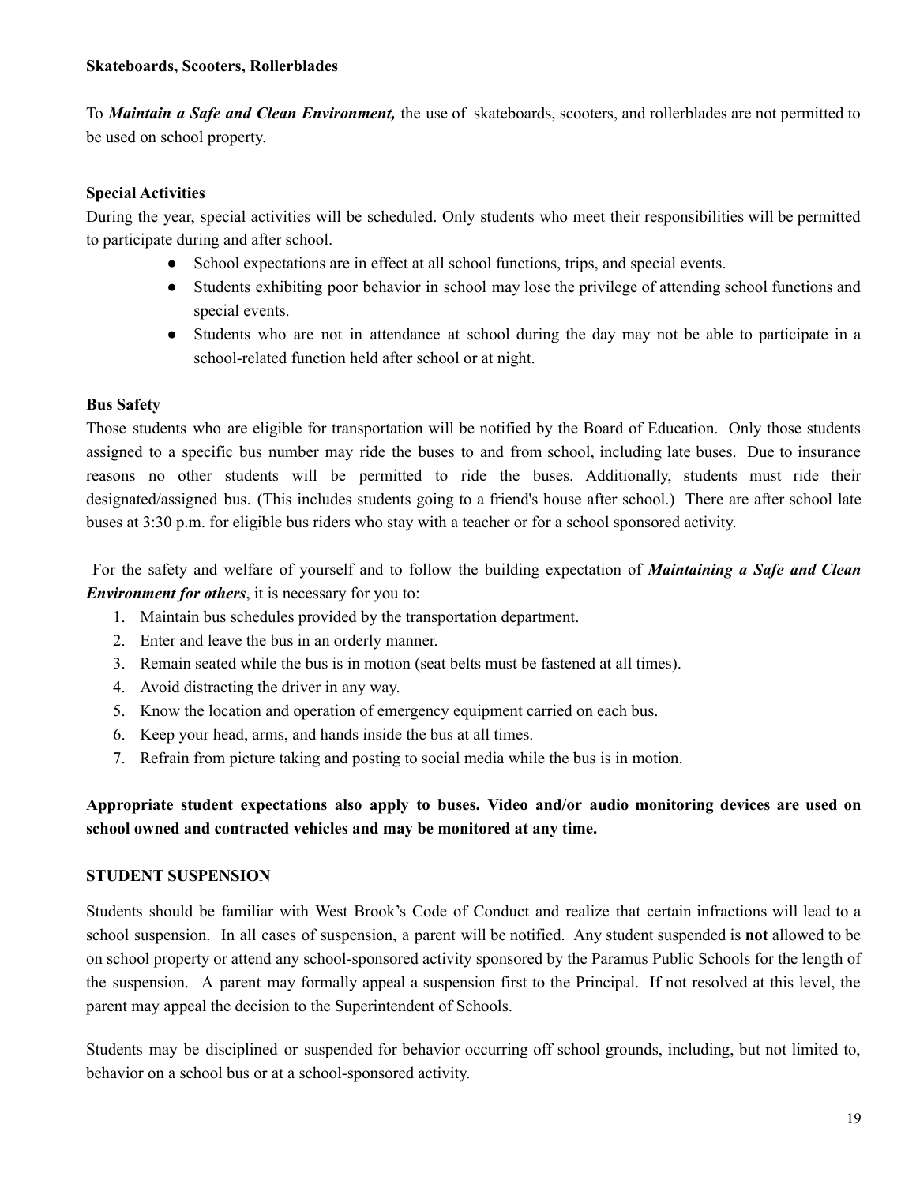**Skateboards, Scooters, Rollerblades**

To ***Maintain a Safe and Clean Environment,*** the use of skateboards, scooters, and rollerblades are not permitted to be used on school property.

**Special Activities**

During the year, special activities will be scheduled. Only students who meet their responsibilities will be permitted to participate during and after school.

- School expectations are in effect at all school functions, trips, and special events.
- Students exhibiting poor behavior in school may lose the privilege of attending school functions and special events.
- Students who are not in attendance at school during the day may not be able to participate in a school-related function held after school or at night.

**Bus Safety**

Those students who are eligible for transportation will be notified by the Board of Education. Only those students assigned to a specific bus number may ride the buses to and from school, including late buses. Due to insurance reasons no other students will be permitted to ride the buses. Additionally, students must ride their designated/assigned bus. (This includes students going to a friend's house after school.) There are after school late buses at 3:30 p.m. for eligible bus riders who stay with a teacher or for a school sponsored activity.

For the safety and welfare of yourself and to follow the building expectation of ***Maintaining a Safe and Clean Environment for others***, it is necessary for you to:

1. Maintain bus schedules provided by the transportation department.
2. Enter and leave the bus in an orderly manner.
3. Remain seated while the bus is in motion (seat belts must be fastened at all times).
4. Avoid distracting the driver in any way.
5. Know the location and operation of emergency equipment carried on each bus.
6. Keep your head, arms, and hands inside the bus at all times.
7. Refrain from picture taking and posting to social media while the bus is in motion.

**Appropriate student expectations also apply to buses. Video and/or audio monitoring devices are used on school owned and contracted vehicles and may be monitored at any time.**

**STUDENT SUSPENSION**

Students should be familiar with West Brook's Code of Conduct and realize that certain infractions will lead to a school suspension. In all cases of suspension, a parent will be notified. Any student suspended is **not** allowed to be on school property or attend any school-sponsored activity sponsored by the Paramus Public Schools for the length of the suspension. A parent may formally appeal a suspension first to the Principal. If not resolved at this level, the parent may appeal the decision to the Superintendent of Schools.

Students may be disciplined or suspended for behavior occurring off school grounds, including, but not limited to, behavior on a school bus or at a school-sponsored activity.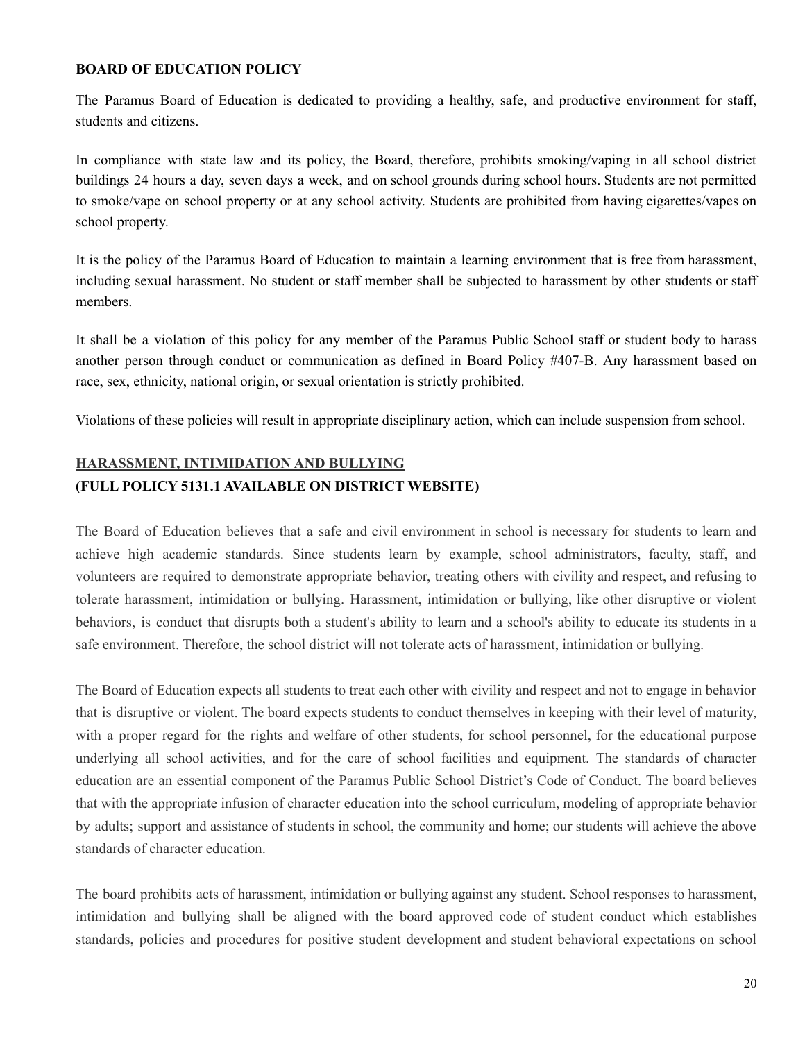**BOARD OF EDUCATION POLICY**

The Paramus Board of Education is dedicated to providing a healthy, safe, and productive environment for staff, students and citizens.

In compliance with state law and its policy, the Board, therefore, prohibits smoking/vaping in all school district buildings 24 hours a day, seven days a week, and on school grounds during school hours. Students are not permitted to smoke/vape on school property or at any school activity. Students are prohibited from having cigarettes/vapes on school property.

It is the policy of the Paramus Board of Education to maintain a learning environment that is free from harassment, including sexual harassment. No student or staff member shall be subjected to harassment by other students or staff members.

It shall be a violation of this policy for any member of the Paramus Public School staff or student body to harass another person through conduct or communication as defined in Board Policy #407-B. Any harassment based on race, sex, ethnicity, national origin, or sexual orientation is strictly prohibited.

Violations of these policies will result in appropriate disciplinary action, which can include suspension from school.

**HARASSMENT, INTIMIDATION AND BULLYING**
**(FULL POLICY 5131.1 AVAILABLE ON DISTRICT WEBSITE)**

The Board of Education believes that a safe and civil environment in school is necessary for students to learn and achieve high academic standards. Since students learn by example, school administrators, faculty, staff, and volunteers are required to demonstrate appropriate behavior, treating others with civility and respect, and refusing to tolerate harassment, intimidation or bullying. Harassment, intimidation or bullying, like other disruptive or violent behaviors, is conduct that disrupts both a student's ability to learn and a school's ability to educate its students in a safe environment. Therefore, the school district will not tolerate acts of harassment, intimidation or bullying.

The Board of Education expects all students to treat each other with civility and respect and not to engage in behavior that is disruptive or violent. The board expects students to conduct themselves in keeping with their level of maturity, with a proper regard for the rights and welfare of other students, for school personnel, for the educational purpose underlying all school activities, and for the care of school facilities and equipment. The standards of character education are an essential component of the Paramus Public School District's Code of Conduct. The board believes that with the appropriate infusion of character education into the school curriculum, modeling of appropriate behavior by adults; support and assistance of students in school, the community and home; our students will achieve the above standards of character education.

The board prohibits acts of harassment, intimidation or bullying against any student. School responses to harassment, intimidation and bullying shall be aligned with the board approved code of student conduct which establishes standards, policies and procedures for positive student development and student behavioral expectations on school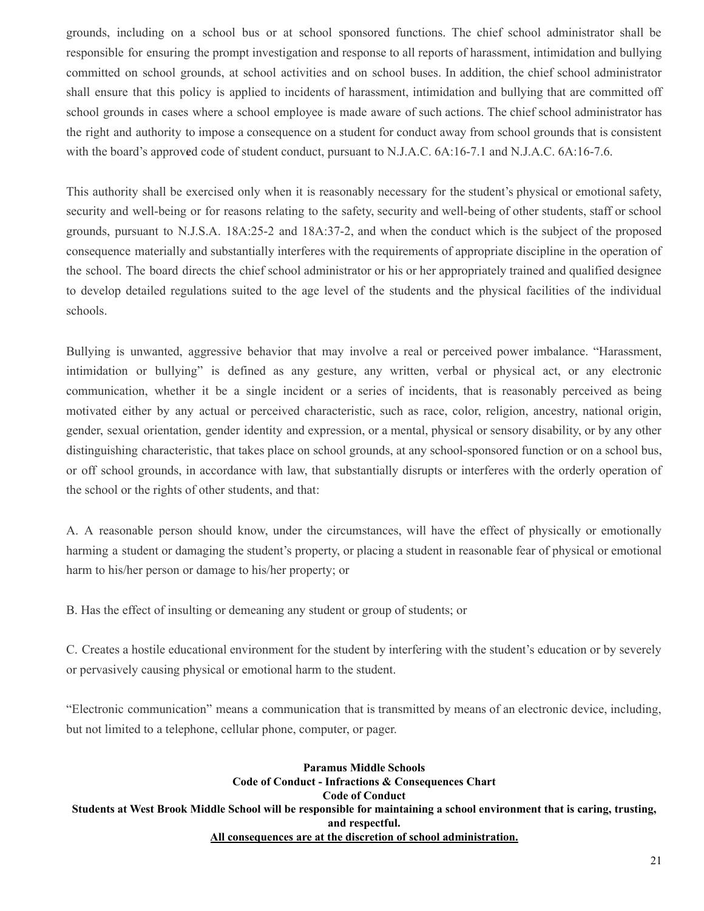grounds, including on a school bus or at school sponsored functions. The chief school administrator shall be responsible for ensuring the prompt investigation and response to all reports of harassment, intimidation and bullying committed on school grounds, at school activities and on school buses. In addition, the chief school administrator shall ensure that this policy is applied to incidents of harassment, intimidation and bullying that are committed off school grounds in cases where a school employee is made aware of such actions. The chief school administrator has the right and authority to impose a consequence on a student for conduct away from school grounds that is consistent with the board's approved code of student conduct, pursuant to N.J.A.C. 6A:16-7.1 and N.J.A.C. 6A:16-7.6.

This authority shall be exercised only when it is reasonably necessary for the student's physical or emotional safety, security and well-being or for reasons relating to the safety, security and well-being of other students, staff or school grounds, pursuant to N.J.S.A. 18A:25-2 and 18A:37-2, and when the conduct which is the subject of the proposed consequence materially and substantially interferes with the requirements of appropriate discipline in the operation of the school. The board directs the chief school administrator or his or her appropriately trained and qualified designee to develop detailed regulations suited to the age level of the students and the physical facilities of the individual schools.

Bullying is unwanted, aggressive behavior that may involve a real or perceived power imbalance. "Harassment, intimidation or bullying" is defined as any gesture, any written, verbal or physical act, or any electronic communication, whether it be a single incident or a series of incidents, that is reasonably perceived as being motivated either by any actual or perceived characteristic, such as race, color, religion, ancestry, national origin, gender, sexual orientation, gender identity and expression, or a mental, physical or sensory disability, or by any other distinguishing characteristic, that takes place on school grounds, at any school-sponsored function or on a school bus, or off school grounds, in accordance with law, that substantially disrupts or interferes with the orderly operation of the school or the rights of other students, and that:

A. A reasonable person should know, under the circumstances, will have the effect of physically or emotionally harming a student or damaging the student's property, or placing a student in reasonable fear of physical or emotional harm to his/her person or damage to his/her property; or

B. Has the effect of insulting or demeaning any student or group of students; or

C. Creates a hostile educational environment for the student by interfering with the student's education or by severely or pervasively causing physical or emotional harm to the student.

"Electronic communication" means a communication that is transmitted by means of an electronic device, including, but not limited to a telephone, cellular phone, computer, or pager.

**Paramus Middle Schools**
**Code of Conduct - Infractions & Consequences Chart**
**Code of Conduct**
**Students at West Brook Middle School will be responsible for maintaining a school environment that is caring, trusting, and respectful.**
**<u>All consequences are at the discretion of school administration.</u>**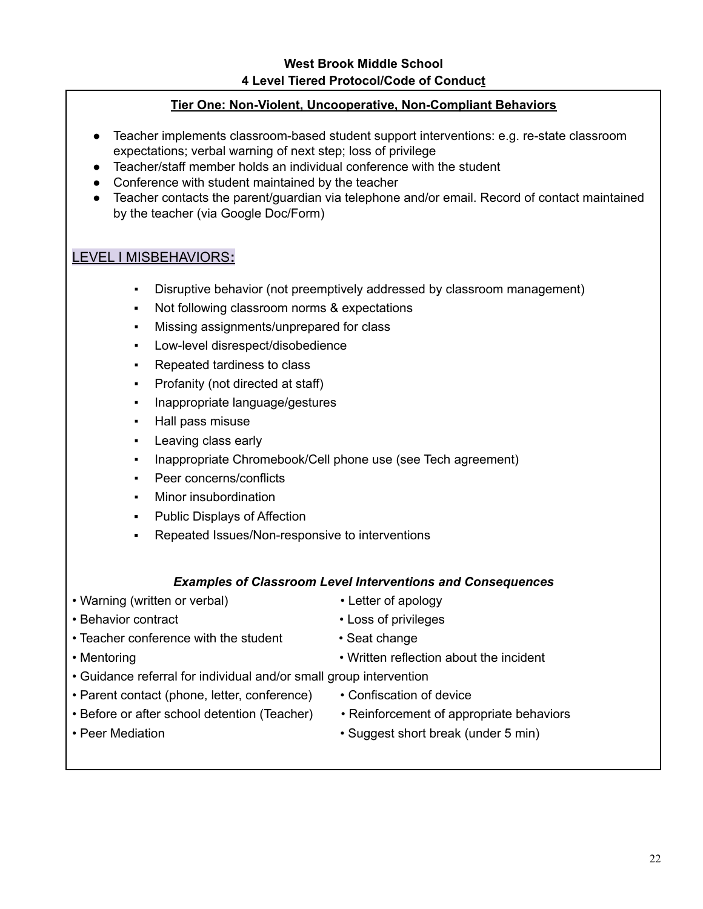**West Brook Middle School**
**4 Level Tiered Protocol/Code of Conduct**

**Tier One: Non-Violent, Uncooperative, Non-Compliant Behaviors**

- Teacher implements classroom-based student support interventions: e.g. re-state classroom expectations; verbal warning of next step; loss of privilege
- Teacher/staff member holds an individual conference with the student
- Conference with student maintained by the teacher
- Teacher contacts the parent/guardian via telephone and/or email. Record of contact maintained by the teacher (via Google Doc/Form)

## LEVEL I MISBEHAVIORS:

- Disruptive behavior (not preemptively addressed by classroom management)
- Not following classroom norms & expectations
- Missing assignments/unprepared for class
- Low-level disrespect/disobedience
- Repeated tardiness to class
- Profanity (not directed at staff)
- Inappropriate language/gestures
- Hall pass misuse
- Leaving class early
- Inappropriate Chromebook/Cell phone use (see Tech agreement)
- Peer concerns/conflicts
- Minor insubordination
- Public Displays of Affection
- Repeated Issues/Non-responsive to interventions

***Examples of Classroom Level Interventions and Consequences***

- Warning (written or verbal)
- Letter of apology
- Behavior contract
- Loss of privileges
- Teacher conference with the student
- Seat change
- Mentoring
- Written reflection about the incident
- Guidance referral for individual and/or small group intervention
- Parent contact (phone, letter, conference)
- Confiscation of device
- Before or after school detention (Teacher)
- Reinforcement of appropriate behaviors
- Peer Mediation
- Suggest short break (under 5 min)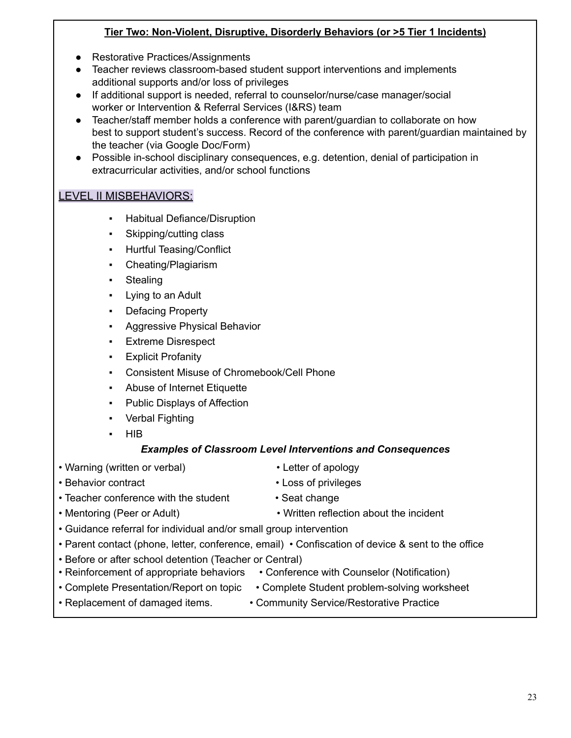**Tier Two: Non-Violent, Disruptive, Disorderly Behaviors (or >5 Tier 1 Incidents)**

- Restorative Practices/Assignments
- Teacher reviews classroom-based student support interventions and implements additional supports and/or loss of privileges
- If additional support is needed, referral to counselor/nurse/case manager/social worker or Intervention & Referral Services (I&RS) team
- Teacher/staff member holds a conference with parent/guardian to collaborate on how best to support student's success. Record of the conference with parent/guardian maintained by the teacher (via Google Doc/Form)
- Possible in-school disciplinary consequences, e.g. detention, denial of participation in extracurricular activities, and/or school functions

## LEVEL II MISBEHAVIORS:

- Habitual Defiance/Disruption
- Skipping/cutting class
- Hurtful Teasing/Conflict
- Cheating/Plagiarism
- Stealing
- Lying to an Adult
- Defacing Property
- Aggressive Physical Behavior
- Extreme Disrespect
- Explicit Profanity
- Consistent Misuse of Chromebook/Cell Phone
- Abuse of Internet Etiquette
- Public Displays of Affection
- Verbal Fighting
- HIB

***Examples of Classroom Level Interventions and Consequences***

- Warning (written or verbal)
- Letter of apology
- Behavior contract
- Loss of privileges
- Teacher conference with the student
- Seat change
- Mentoring (Peer or Adult)
- Written reflection about the incident
- Guidance referral for individual and/or small group intervention
- Parent contact (phone, letter, conference, email)
- Confiscation of device & sent to the office
- Before or after school detention (Teacher or Central)
- Reinforcement of appropriate behaviors
- Conference with Counselor (Notification)
- Complete Presentation/Report on topic
- Complete Student problem-solving worksheet
- Replacement of damaged items.
- Community Service/Restorative Practice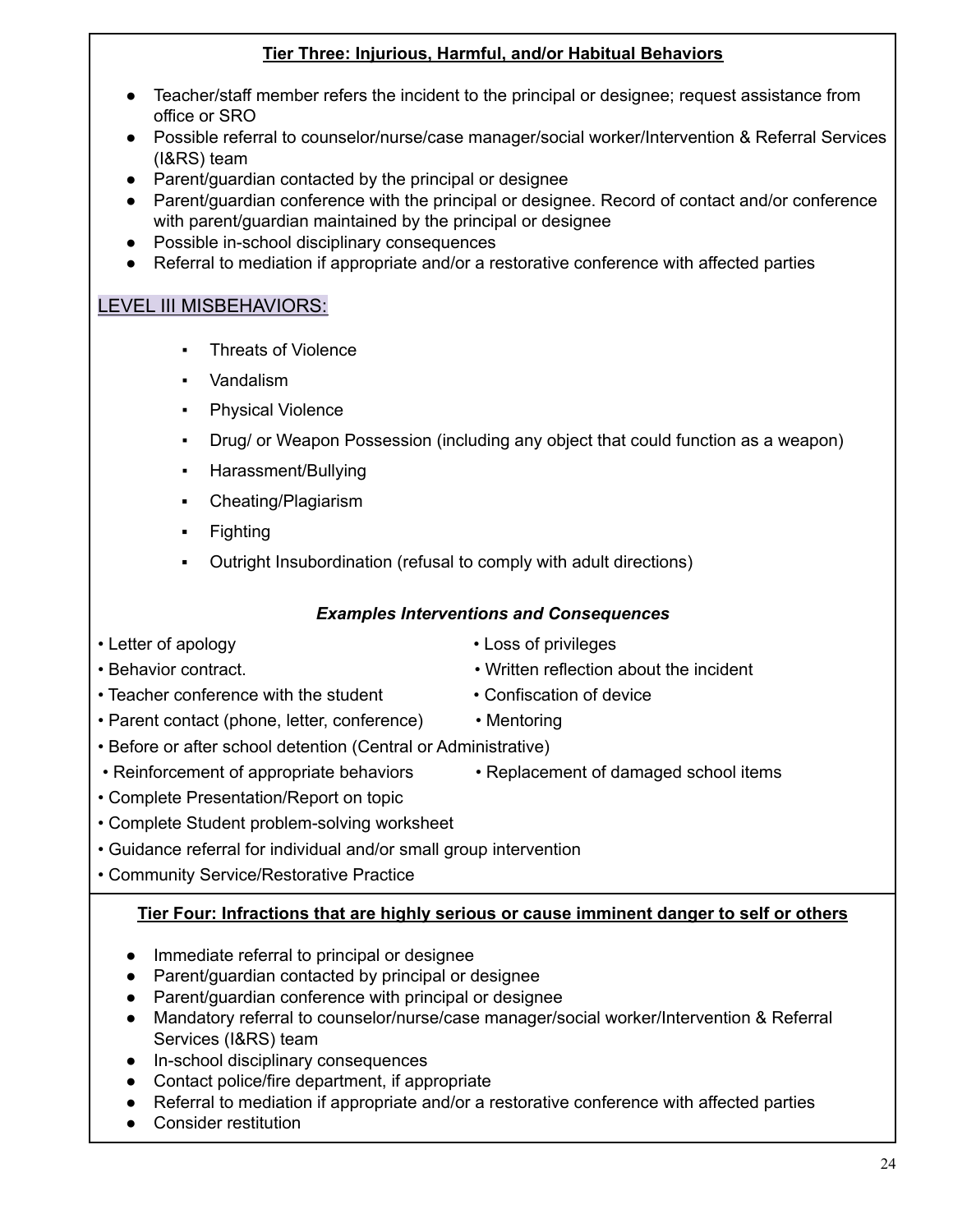**Tier Three: Injurious, Harmful, and/or Habitual Behaviors**

- Teacher/staff member refers the incident to the principal or designee; request assistance from office or SRO
- Possible referral to counselor/nurse/case manager/social worker/Intervention & Referral Services (I&RS) team
- Parent/guardian contacted by the principal or designee
- Parent/guardian conference with the principal or designee. Record of contact and/or conference with parent/guardian maintained by the principal or designee
- Possible in-school disciplinary consequences
- Referral to mediation if appropriate and/or a restorative conference with affected parties

## LEVEL III MISBEHAVIORS:

- Threats of Violence
- Vandalism
- Physical Violence
- Drug/ or Weapon Possession (including any object that could function as a weapon)
- Harassment/Bullying
- Cheating/Plagiarism
- Fighting
- Outright Insubordination (refusal to comply with adult directions)

***Examples Interventions and Consequences***

- Letter of apology
- Loss of privileges
- Behavior contract.
- Written reflection about the incident
- Teacher conference with the student
- Confiscation of device
- Parent contact (phone, letter, conference)
- Mentoring
- Before or after school detention (Central or Administrative)
- Reinforcement of appropriate behaviors
- Replacement of damaged school items
- Complete Presentation/Report on topic
- Complete Student problem-solving worksheet
- Guidance referral for individual and/or small group intervention
- Community Service/Restorative Practice

**Tier Four: Infractions that are highly serious or cause imminent danger to self or others**

- Immediate referral to principal or designee
- Parent/guardian contacted by principal or designee
- Parent/guardian conference with principal or designee
- Mandatory referral to counselor/nurse/case manager/social worker/Intervention & Referral Services (I&RS) team
- In-school disciplinary consequences
- Contact police/fire department, if appropriate
- Referral to mediation if appropriate and/or a restorative conference with affected parties
- Consider restitution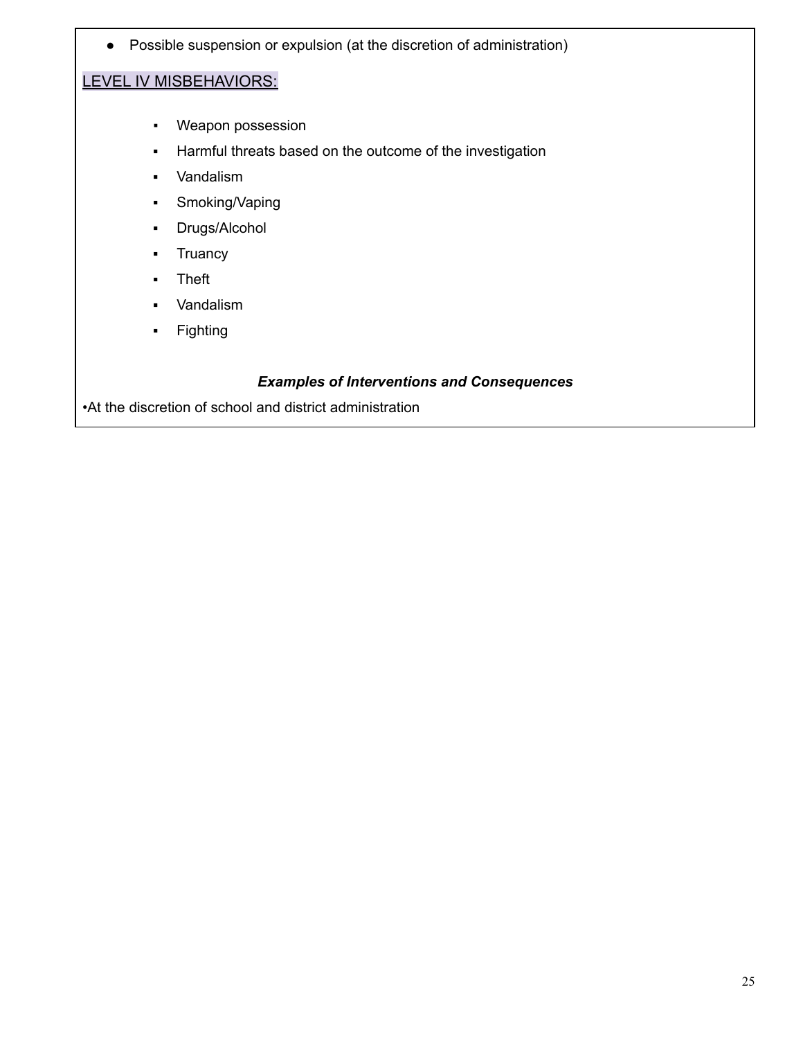- Possible suspension or expulsion (at the discretion of administration)

## LEVEL IV MISBEHAVIORS:

- Weapon possession
- Harmful threats based on the outcome of the investigation
- Vandalism
- Smoking/Vaping
- Drugs/Alcohol
- Truancy
- Theft
- Vandalism
- Fighting

***Examples of Interventions and Consequences***

•At the discretion of school and district administration